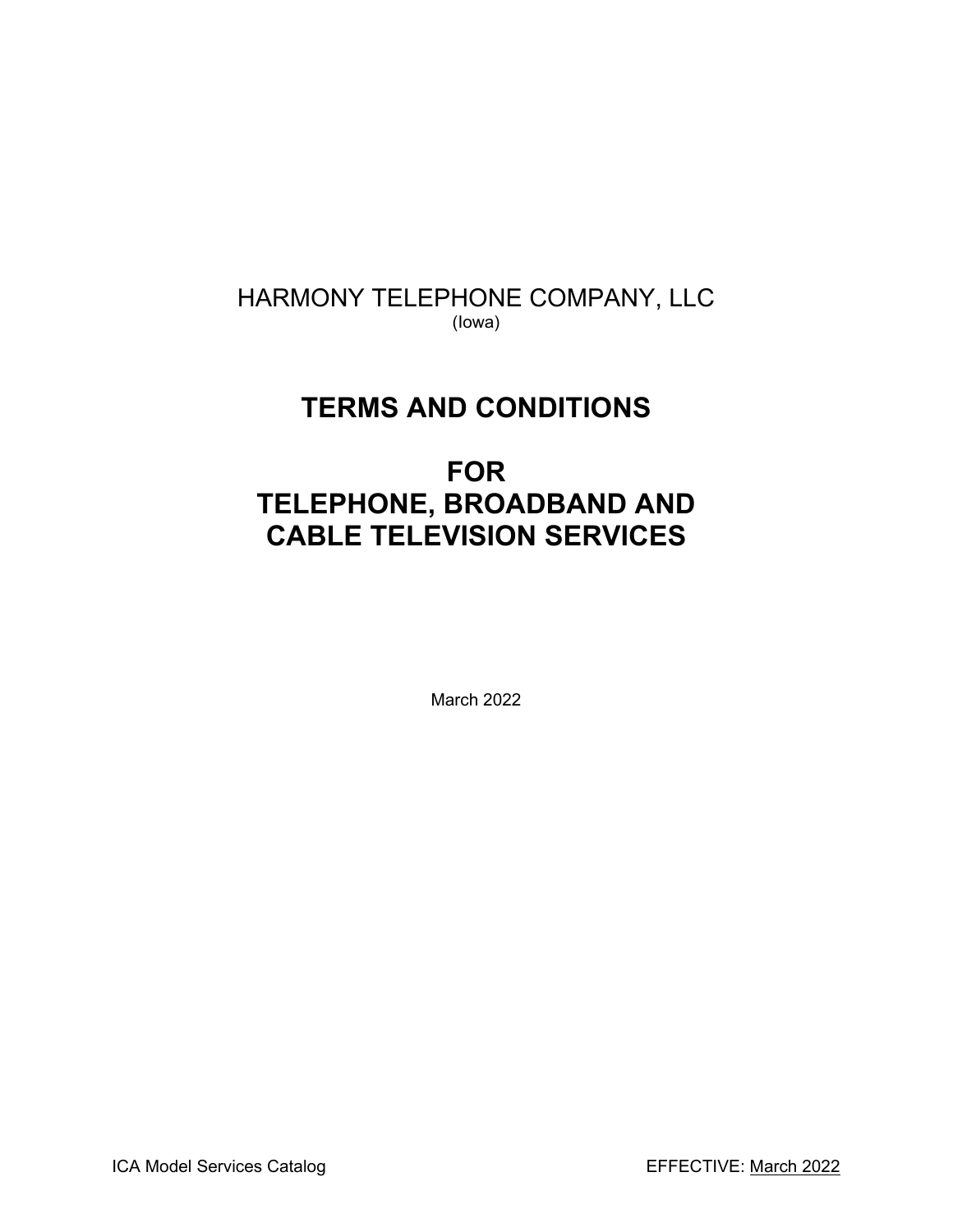HARMONY TELEPHONE COMPANY, LLC

(Iowa)

# TERMS AND CONDITIONS

# FOR
# TELEPHONE, BROADBAND AND CABLE TELEVISION SERVICES

March 2022

ICA Model Services Catalog

EFFECTIVE: March 2022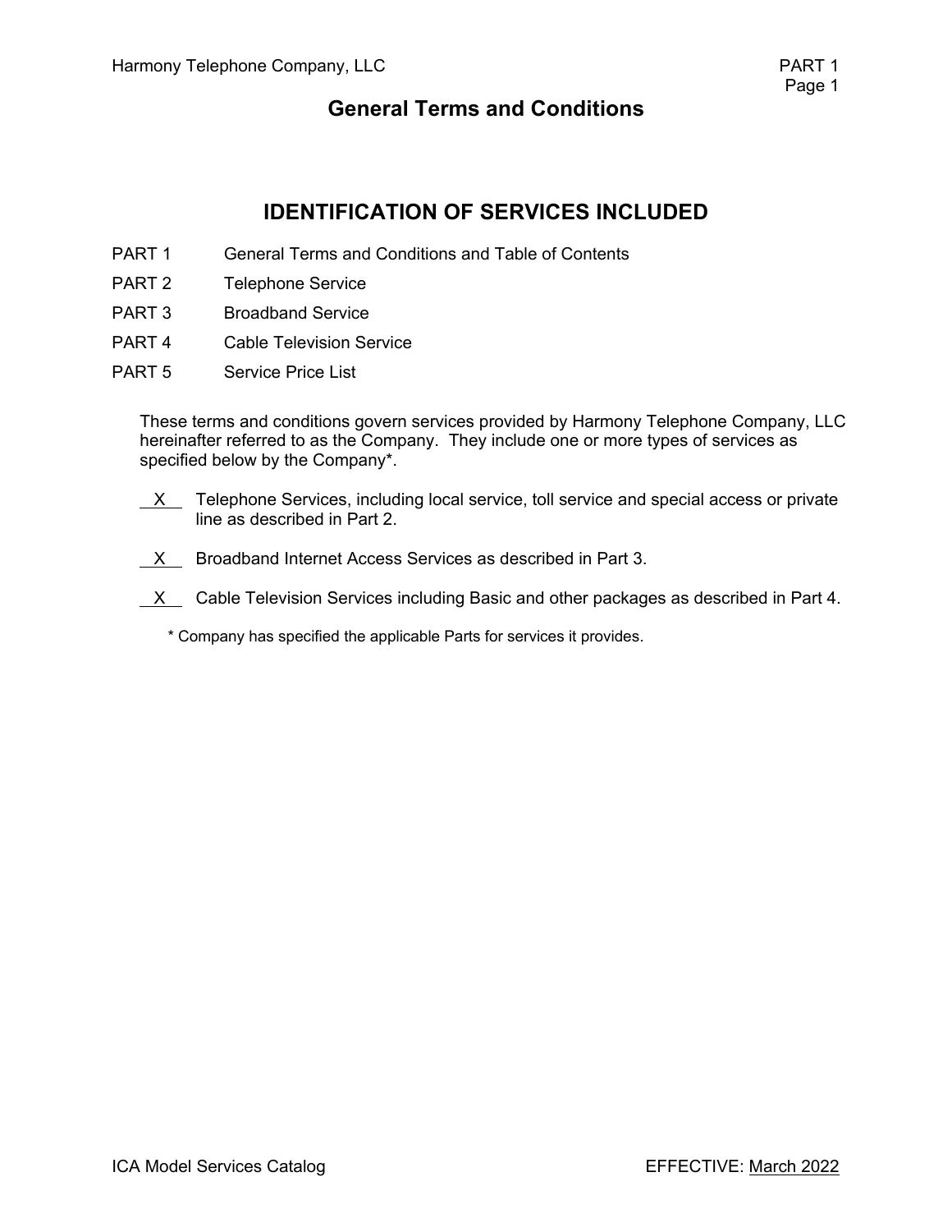## General Terms and Conditions

## IDENTIFICATION OF SERVICES INCLUDED

| | |
|---|---|
| PART 1 | General Terms and Conditions and Table of Contents |
| PART 2 | Telephone Service |
| PART 3 | Broadband Service |
| PART 4 | Cable Television Service |
| PART 5 | Service Price List |

These terms and conditions govern services provided by Harmony Telephone Company, LLC hereinafter referred to as the Company. They include one or more types of services as specified below by the Company*.

\_\_X\_\_ Telephone Services, including local service, toll service and special access or private line as described in Part 2.

\_\_X\_\_ Broadband Internet Access Services as described in Part 3.

\_\_X\_\_ Cable Television Services including Basic and other packages as described in Part 4.

\* Company has specified the applicable Parts for services it provides.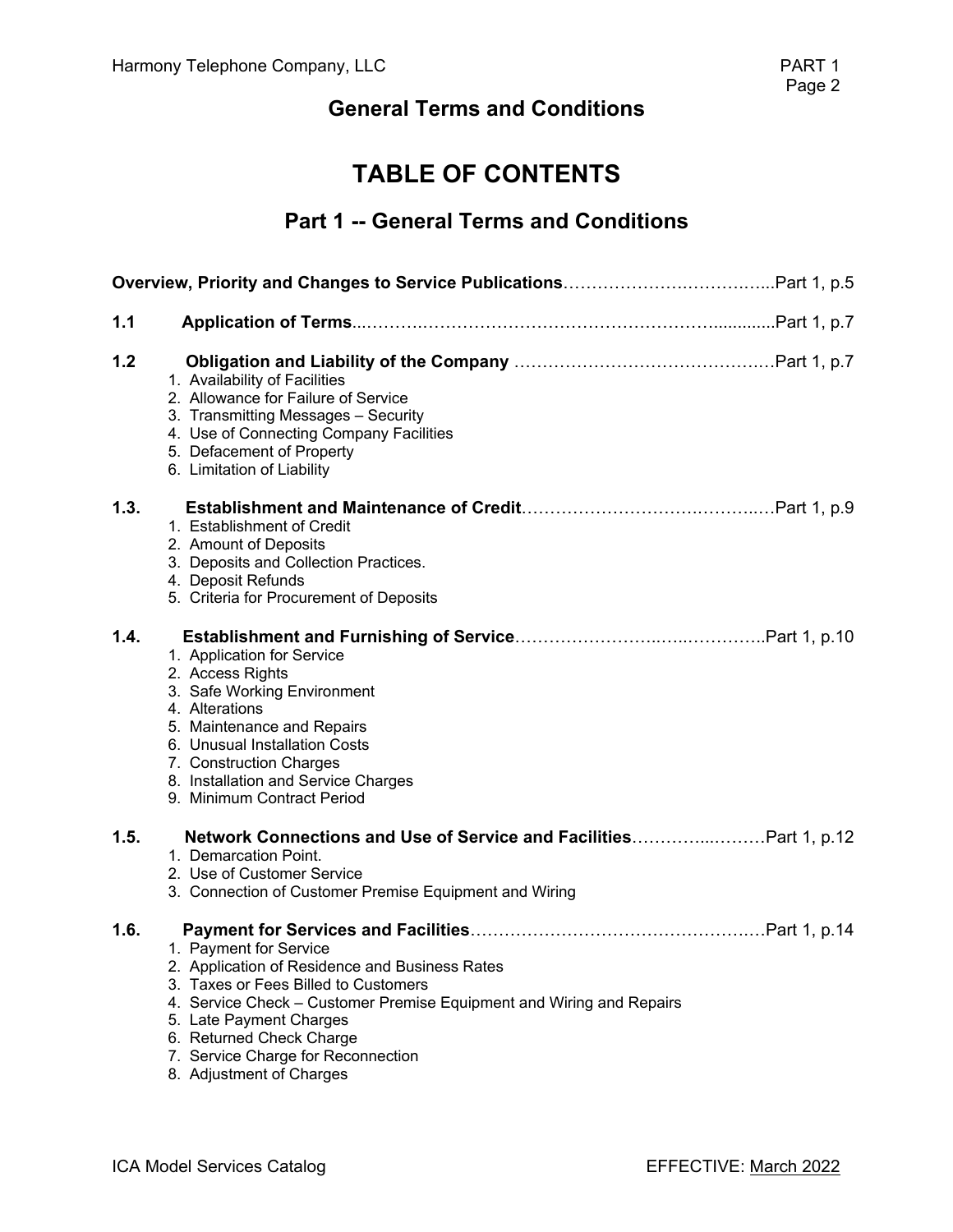## General Terms and Conditions

# TABLE OF CONTENTS

## Part 1 -- General Terms and Conditions

**Overview, Priority and Changes to Service Publications**……………………………………...Part 1, p.5

**1.1 Application of Terms**...……………………………………………………….............Part 1, p.7

**1.2 Obligation and Liability of the Company** ……………………………………….…Part 1, p.7

1. Availability of Facilities
2. Allowance for Failure of Service
3. Transmitting Messages – Security
4. Use of Connecting Company Facilities
5. Defacement of Property
6. Limitation of Liability

**1.3. Establishment and Maintenance of Credit**……………………………………..…Part 1, p.9

1. Establishment of Credit
2. Amount of Deposits
3. Deposits and Collection Practices.
4. Deposit Refunds
5. Criteria for Procurement of Deposits

**1.4. Establishment and Furnishing of Service**……………………..…..…………..Part 1, p.10

1. Application for Service
2. Access Rights
3. Safe Working Environment
4. Alterations
5. Maintenance and Repairs
6. Unusual Installation Costs
7. Construction Charges
8. Installation and Service Charges
9. Minimum Contract Period

**1.5. Network Connections and Use of Service and Facilities**…………...………Part 1, p.12

1. Demarcation Point.
2. Use of Customer Service
3. Connection of Customer Premise Equipment and Wiring

**1.6. Payment for Services and Facilities**………………………………………….…Part 1, p.14

1. Payment for Service
2. Application of Residence and Business Rates
3. Taxes or Fees Billed to Customers
4. Service Check – Customer Premise Equipment and Wiring and Repairs
5. Late Payment Charges
6. Returned Check Charge
7. Service Charge for Reconnection
8. Adjustment of Charges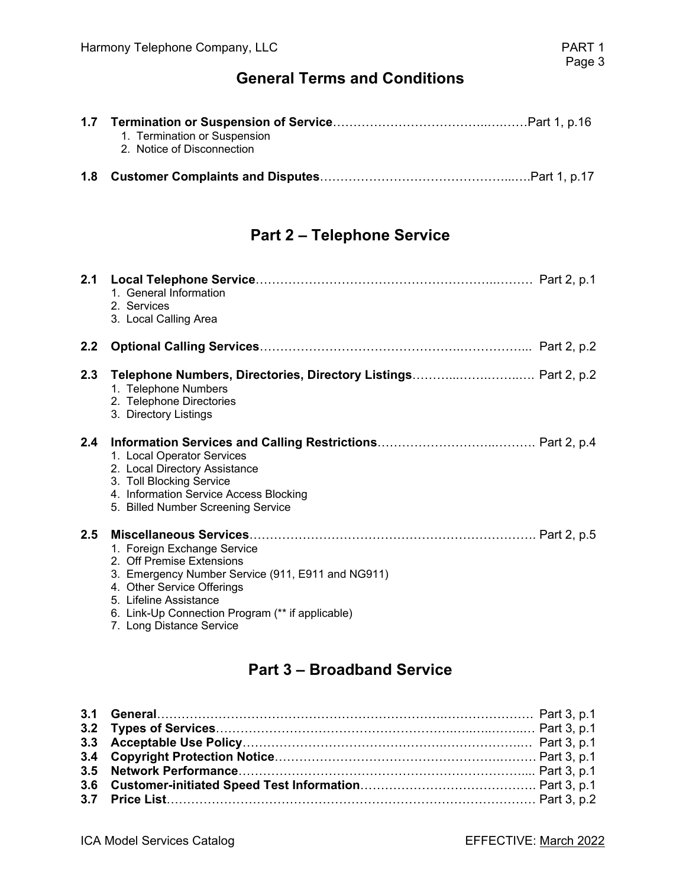## General Terms and Conditions

**1.7 Termination or Suspension of Service**……………………………………….……….Part 1, p.16
1. Termination or Suspension
2. Notice of Disconnection

**1.8 Customer Complaints and Disputes**………………………………………...….Part 1, p.17

## Part 2 – Telephone Service

**2.1 Local Telephone Service**…………………………………………………….……… Part 2, p.1
1. General Information
2. Services
3. Local Calling Area

**2.2 Optional Calling Services**…………………………………………….…………... Part 2, p.2

**2.3 Telephone Numbers, Directories, Directory Listings**………...…….……..…. Part 2, p.2
1. Telephone Numbers
2. Telephone Directories
3. Directory Listings

**2.4 Information Services and Calling Restrictions**…………………….………. Part 2, p.4
1. Local Operator Services
2. Local Directory Assistance
3. Toll Blocking Service
4. Information Service Access Blocking
5. Billed Number Screening Service

**2.5 Miscellaneous Services**……………………………………………………………. Part 2, p.5
1. Foreign Exchange Service
2. Off Premise Extensions
3. Emergency Number Service (911, E911 and NG911)
4. Other Service Offerings
5. Lifeline Assistance
6. Link-Up Connection Program (** if applicable)
7. Long Distance Service

## Part 3 – Broadband Service

**3.1 General**……………………………………………………………….…………… Part 3, p.1
**3.2 Types of Services**……………………………………………….…...…..……..… Part 3, p.1
**3.3 Acceptable Use Policy**………………………………………….………………… Part 3, p.1
**3.4 Copyright Protection Notice**……………………………………………….……. Part 3, p.1
**3.5 Network Performance**……………………………………………………….….... Part 3, p.1
**3.6 Customer-initiated Speed Test Information**……………………………………. Part 3, p.1
**3.7 Price List**……………………………………………………………….…….…… Part 3, p.2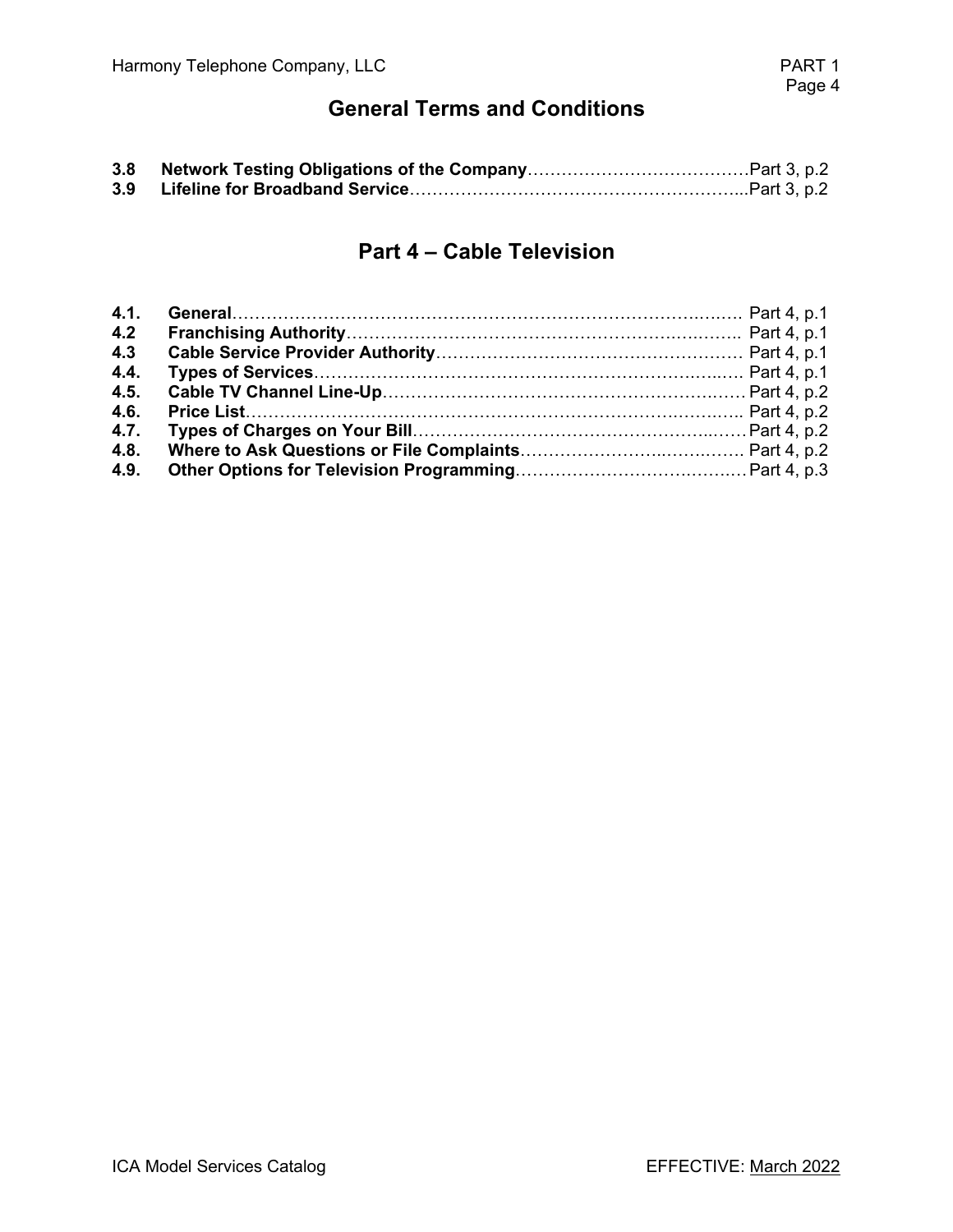## General Terms and Conditions

**3.8 Network Testing Obligations of the Company**…………………………………Part 3, p.2
**3.9 Lifeline for Broadband Service**……………………………………………………...Part 3, p.2

## Part 4 – Cable Television

**4.1. General**………………………………………………………………………..….. Part 4, p.1
**4.2 Franchising Authority**……………………………………………………….…….. Part 4, p.1
**4.3 Cable Service Provider Authority**……………………………………………… Part 4, p.1
**4.4. Types of Services**…………………………………………………………….….. Part 4, p.1
**4.5. Cable TV Channel Line-Up**……………………………………………………… Part 4, p.2
**4.6. Price List**……………………………………………………………………….….. Part 4, p.2
**4.7. Types of Charges on Your Bill**……………………………………………..…… Part 4, p.2
**4.8. Where to Ask Questions or File Complaints**…………………….……….….. Part 4, p.2
**4.9. Other Options for Television Programming**………………………….…….… Part 4, p.3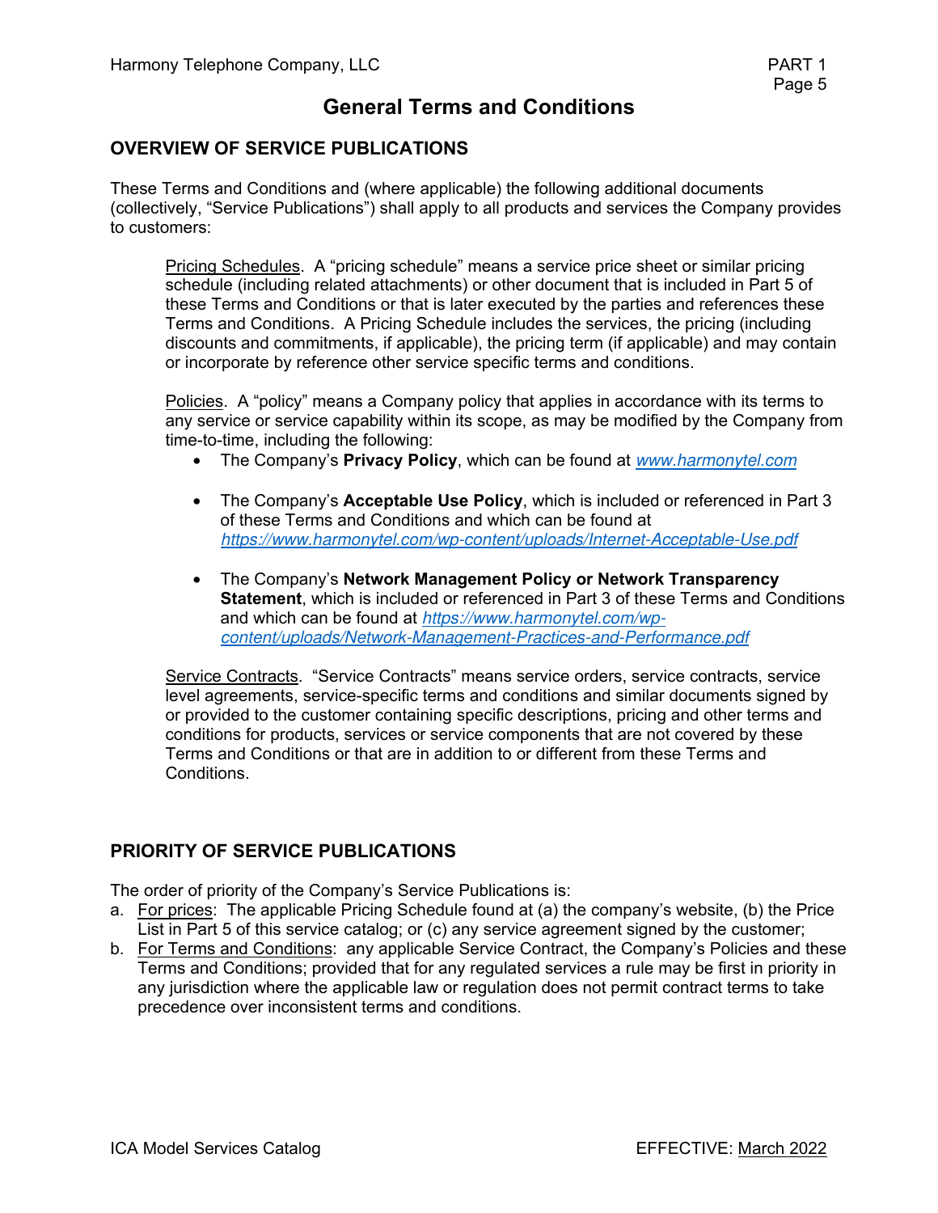# General Terms and Conditions

## OVERVIEW OF SERVICE PUBLICATIONS

These Terms and Conditions and (where applicable) the following additional documents (collectively, "Service Publications") shall apply to all products and services the Company provides to customers:

Pricing Schedules. A "pricing schedule" means a service price sheet or similar pricing schedule (including related attachments) or other document that is included in Part 5 of these Terms and Conditions or that is later executed by the parties and references these Terms and Conditions. A Pricing Schedule includes the services, the pricing (including discounts and commitments, if applicable), the pricing term (if applicable) and may contain or incorporate by reference other service specific terms and conditions.

Policies. A "policy" means a Company policy that applies in accordance with its terms to any service or service capability within its scope, as may be modified by the Company from time-to-time, including the following:

- The Company's **Privacy Policy**, which can be found at *www.harmonytel.com*
- The Company's **Acceptable Use Policy**, which is included or referenced in Part 3 of these Terms and Conditions and which can be found at *https://www.harmonytel.com/wp-content/uploads/Internet-Acceptable-Use.pdf*
- The Company's **Network Management Policy or Network Transparency Statement**, which is included or referenced in Part 3 of these Terms and Conditions and which can be found at *https://www.harmonytel.com/wp-content/uploads/Network-Management-Practices-and-Performance.pdf*

Service Contracts. "Service Contracts" means service orders, service contracts, service level agreements, service-specific terms and conditions and similar documents signed by or provided to the customer containing specific descriptions, pricing and other terms and conditions for products, services or service components that are not covered by these Terms and Conditions or that are in addition to or different from these Terms and Conditions.

## PRIORITY OF SERVICE PUBLICATIONS

The order of priority of the Company's Service Publications is:

a. For prices: The applicable Pricing Schedule found at (a) the company's website, (b) the Price List in Part 5 of this service catalog; or (c) any service agreement signed by the customer;
b. For Terms and Conditions: any applicable Service Contract, the Company's Policies and these Terms and Conditions; provided that for any regulated services a rule may be first in priority in any jurisdiction where the applicable law or regulation does not permit contract terms to take precedence over inconsistent terms and conditions.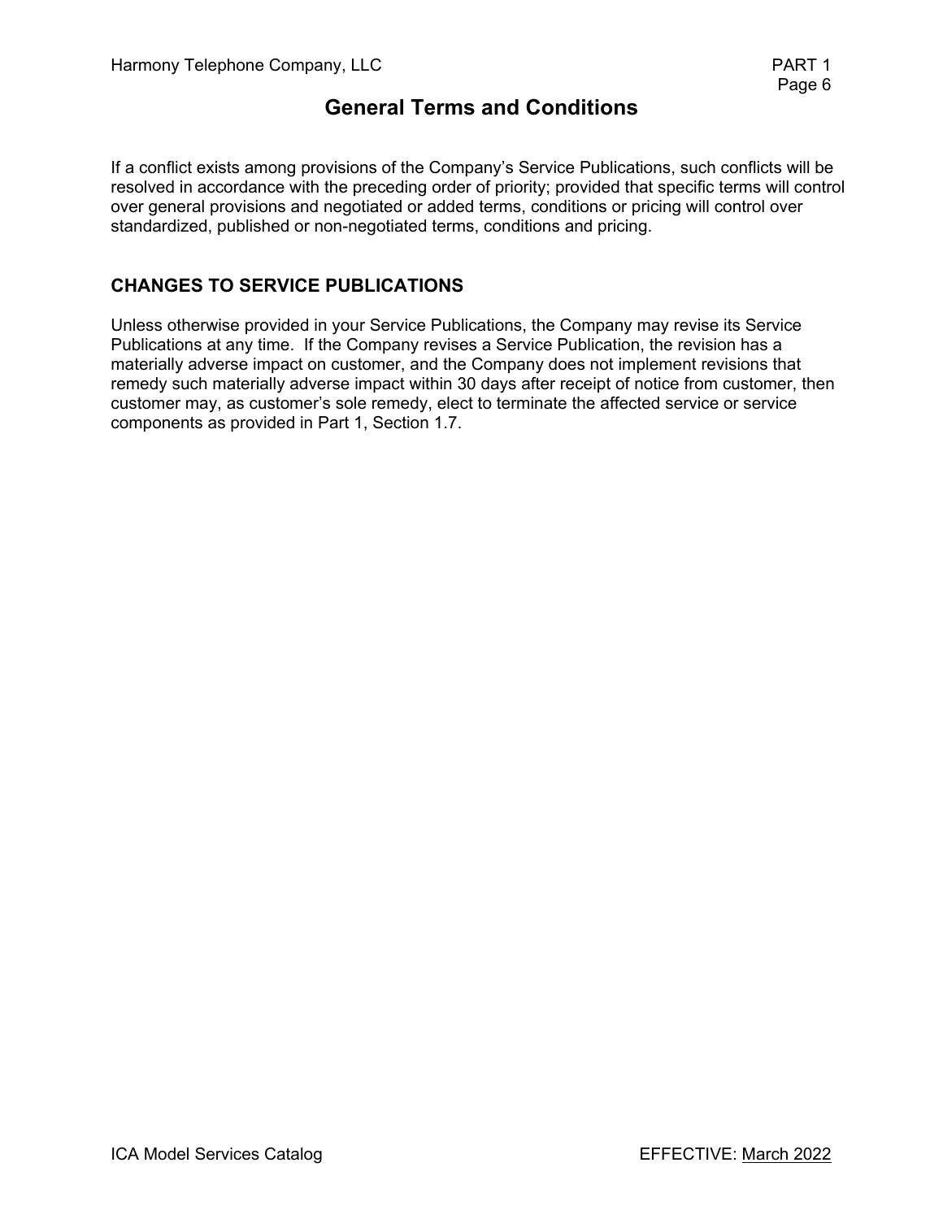If a conflict exists among provisions of the Company's Service Publications, such conflicts will be resolved in accordance with the preceding order of priority; provided that specific terms will control over general provisions and negotiated or added terms, conditions or pricing will control over standardized, published or non-negotiated terms, conditions and pricing.

## CHANGES TO SERVICE PUBLICATIONS

Unless otherwise provided in your Service Publications, the Company may revise its Service Publications at any time. If the Company revises a Service Publication, the revision has a materially adverse impact on customer, and the Company does not implement revisions that remedy such materially adverse impact within 30 days after receipt of notice from customer, then customer may, as customer's sole remedy, elect to terminate the affected service or service components as provided in Part 1, Section 1.7.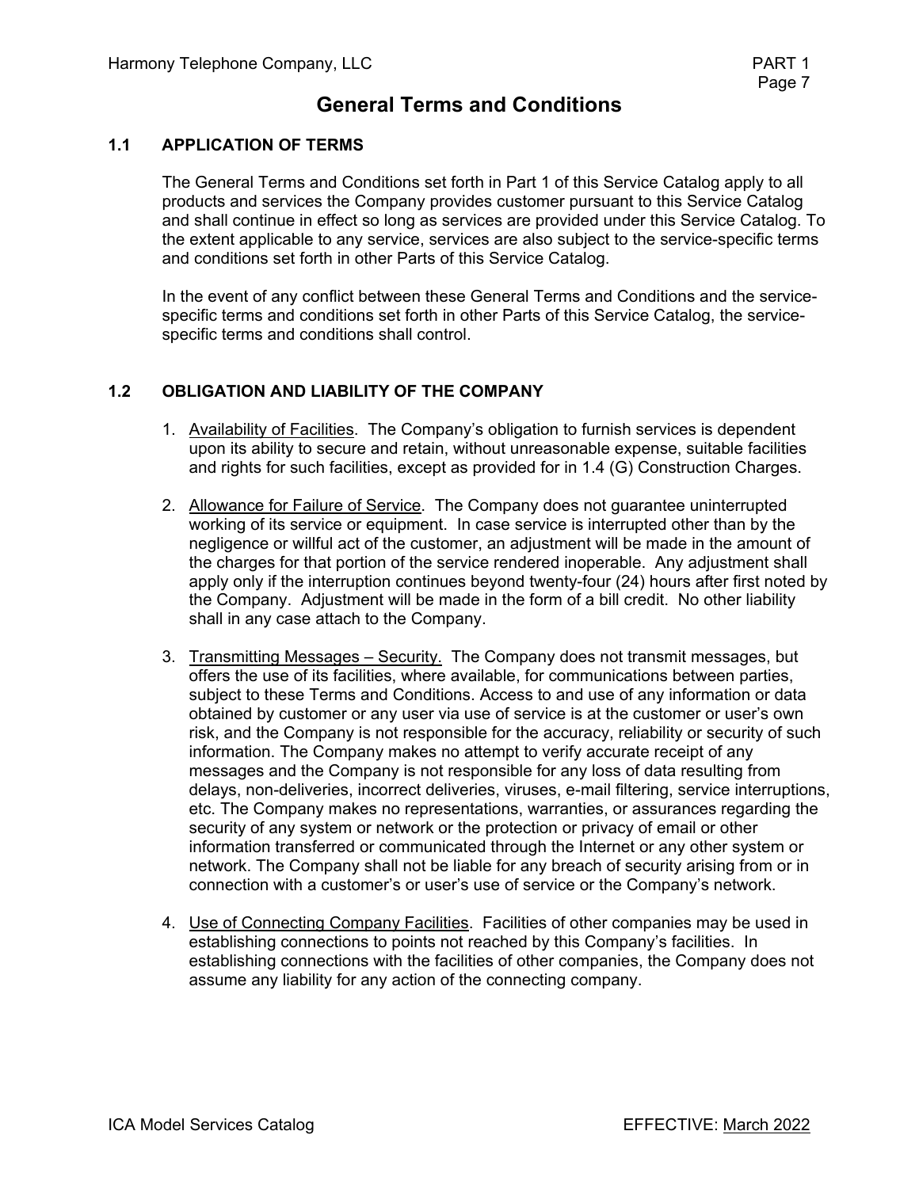# General Terms and Conditions

## 1.1 APPLICATION OF TERMS

The General Terms and Conditions set forth in Part 1 of this Service Catalog apply to all products and services the Company provides customer pursuant to this Service Catalog and shall continue in effect so long as services are provided under this Service Catalog. To the extent applicable to any service, services are also subject to the service-specific terms and conditions set forth in other Parts of this Service Catalog.

In the event of any conflict between these General Terms and Conditions and the service-specific terms and conditions set forth in other Parts of this Service Catalog, the service-specific terms and conditions shall control.

## 1.2 OBLIGATION AND LIABILITY OF THE COMPANY

1. Availability of Facilities. The Company's obligation to furnish services is dependent upon its ability to secure and retain, without unreasonable expense, suitable facilities and rights for such facilities, except as provided for in 1.4 (G) Construction Charges.

2. Allowance for Failure of Service. The Company does not guarantee uninterrupted working of its service or equipment. In case service is interrupted other than by the negligence or willful act of the customer, an adjustment will be made in the amount of the charges for that portion of the service rendered inoperable. Any adjustment shall apply only if the interruption continues beyond twenty-four (24) hours after first noted by the Company. Adjustment will be made in the form of a bill credit. No other liability shall in any case attach to the Company.

3. Transmitting Messages – Security. The Company does not transmit messages, but offers the use of its facilities, where available, for communications between parties, subject to these Terms and Conditions. Access to and use of any information or data obtained by customer or any user via use of service is at the customer or user's own risk, and the Company is not responsible for the accuracy, reliability or security of such information. The Company makes no attempt to verify accurate receipt of any messages and the Company is not responsible for any loss of data resulting from delays, non-deliveries, incorrect deliveries, viruses, e-mail filtering, service interruptions, etc. The Company makes no representations, warranties, or assurances regarding the security of any system or network or the protection or privacy of email or other information transferred or communicated through the Internet or any other system or network. The Company shall not be liable for any breach of security arising from or in connection with a customer's or user's use of service or the Company's network.

4. Use of Connecting Company Facilities. Facilities of other companies may be used in establishing connections to points not reached by this Company's facilities. In establishing connections with the facilities of other companies, the Company does not assume any liability for any action of the connecting company.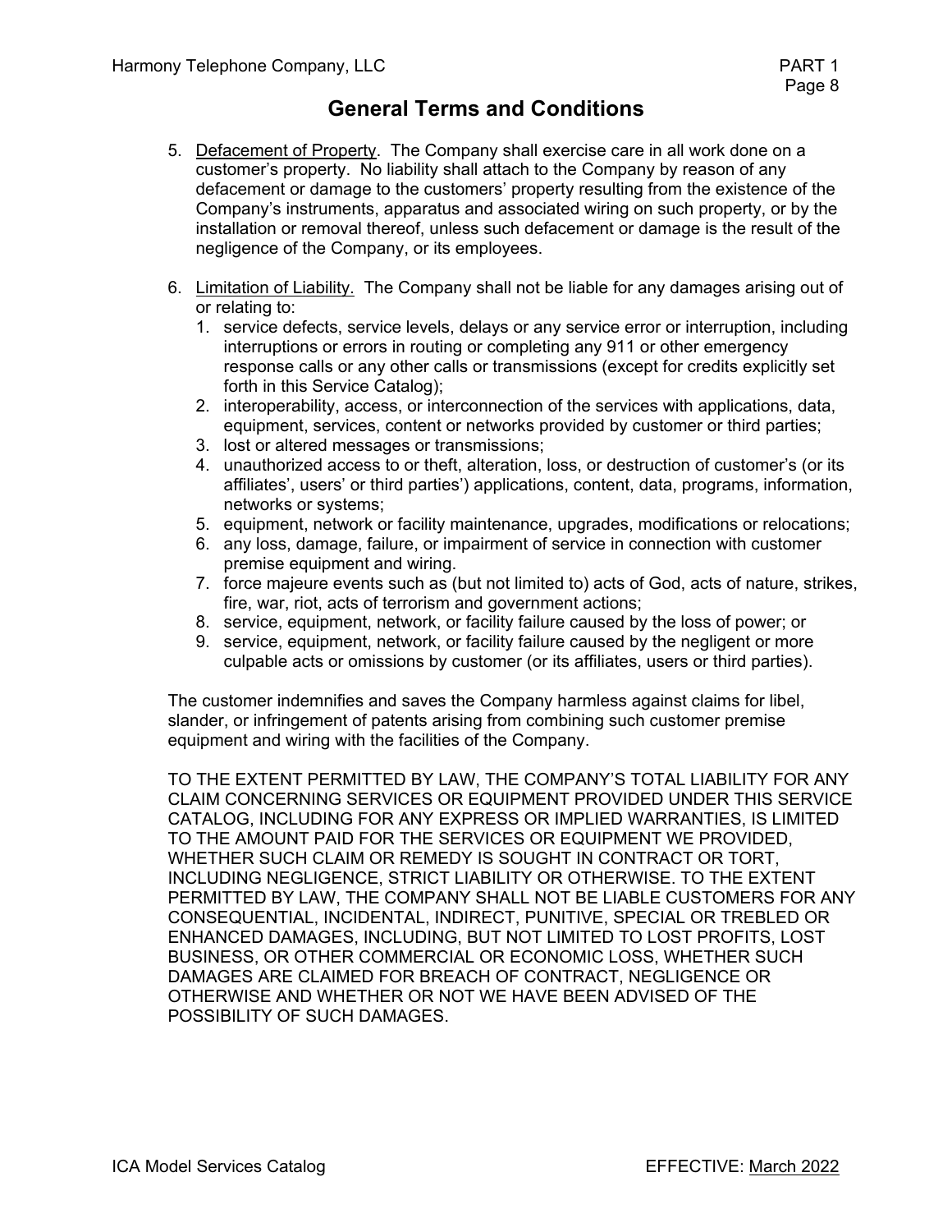## General Terms and Conditions

5. Defacement of Property. The Company shall exercise care in all work done on a customer's property. No liability shall attach to the Company by reason of any defacement or damage to the customers' property resulting from the existence of the Company's instruments, apparatus and associated wiring on such property, or by the installation or removal thereof, unless such defacement or damage is the result of the negligence of the Company, or its employees.

6. Limitation of Liability. The Company shall not be liable for any damages arising out of or relating to:
   1. service defects, service levels, delays or any service error or interruption, including interruptions or errors in routing or completing any 911 or other emergency response calls or any other calls or transmissions (except for credits explicitly set forth in this Service Catalog);
   2. interoperability, access, or interconnection of the services with applications, data, equipment, services, content or networks provided by customer or third parties;
   3. lost or altered messages or transmissions;
   4. unauthorized access to or theft, alteration, loss, or destruction of customer's (or its affiliates', users' or third parties') applications, content, data, programs, information, networks or systems;
   5. equipment, network or facility maintenance, upgrades, modifications or relocations;
   6. any loss, damage, failure, or impairment of service in connection with customer premise equipment and wiring.
   7. force majeure events such as (but not limited to) acts of God, acts of nature, strikes, fire, war, riot, acts of terrorism and government actions;
   8. service, equipment, network, or facility failure caused by the loss of power; or
   9. service, equipment, network, or facility failure caused by the negligent or more culpable acts or omissions by customer (or its affiliates, users or third parties).

   The customer indemnifies and saves the Company harmless against claims for libel, slander, or infringement of patents arising from combining such customer premise equipment and wiring with the facilities of the Company.

   TO THE EXTENT PERMITTED BY LAW, THE COMPANY'S TOTAL LIABILITY FOR ANY CLAIM CONCERNING SERVICES OR EQUIPMENT PROVIDED UNDER THIS SERVICE CATALOG, INCLUDING FOR ANY EXPRESS OR IMPLIED WARRANTIES, IS LIMITED TO THE AMOUNT PAID FOR THE SERVICES OR EQUIPMENT WE PROVIDED, WHETHER SUCH CLAIM OR REMEDY IS SOUGHT IN CONTRACT OR TORT, INCLUDING NEGLIGENCE, STRICT LIABILITY OR OTHERWISE. TO THE EXTENT PERMITTED BY LAW, THE COMPANY SHALL NOT BE LIABLE CUSTOMERS FOR ANY CONSEQUENTIAL, INCIDENTAL, INDIRECT, PUNITIVE, SPECIAL OR TREBLED OR ENHANCED DAMAGES, INCLUDING, BUT NOT LIMITED TO LOST PROFITS, LOST BUSINESS, OR OTHER COMMERCIAL OR ECONOMIC LOSS, WHETHER SUCH DAMAGES ARE CLAIMED FOR BREACH OF CONTRACT, NEGLIGENCE OR OTHERWISE AND WHETHER OR NOT WE HAVE BEEN ADVISED OF THE POSSIBILITY OF SUCH DAMAGES.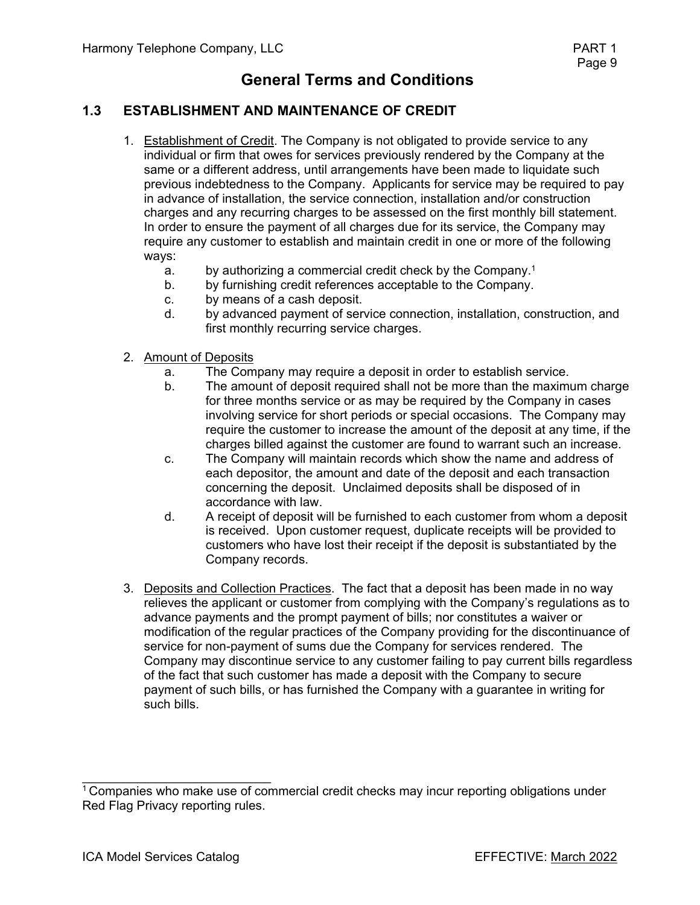# General Terms and Conditions

## 1.3 ESTABLISHMENT AND MAINTENANCE OF CREDIT

1. Establishment of Credit. The Company is not obligated to provide service to any individual or firm that owes for services previously rendered by the Company at the same or a different address, until arrangements have been made to liquidate such previous indebtedness to the Company. Applicants for service may be required to pay in advance of installation, the service connection, installation and/or construction charges and any recurring charges to be assessed on the first monthly bill statement. In order to ensure the payment of all charges due for its service, the Company may require any customer to establish and maintain credit in one or more of the following ways:
   a. by authorizing a commercial credit check by the Company.[1]
   b. by furnishing credit references acceptable to the Company.
   c. by means of a cash deposit.
   d. by advanced payment of service connection, installation, construction, and first monthly recurring service charges.

2. Amount of Deposits
   a. The Company may require a deposit in order to establish service.
   b. The amount of deposit required shall not be more than the maximum charge for three months service or as may be required by the Company in cases involving service for short periods or special occasions. The Company may require the customer to increase the amount of the deposit at any time, if the charges billed against the customer are found to warrant such an increase.
   c. The Company will maintain records which show the name and address of each depositor, the amount and date of the deposit and each transaction concerning the deposit. Unclaimed deposits shall be disposed of in accordance with law.
   d. A receipt of deposit will be furnished to each customer from whom a deposit is received. Upon customer request, duplicate receipts will be provided to customers who have lost their receipt if the deposit is substantiated by the Company records.

3. Deposits and Collection Practices. The fact that a deposit has been made in no way relieves the applicant or customer from complying with the Company's regulations as to advance payments and the prompt payment of bills; nor constitutes a waiver or modification of the regular practices of the Company providing for the discontinuance of service for non-payment of sums due the Company for services rendered. The Company may discontinue service to any customer failing to pay current bills regardless of the fact that such customer has made a deposit with the Company to secure payment of such bills, or has furnished the Company with a guarantee in writing for such bills.

---

[1] Companies who make use of commercial credit checks may incur reporting obligations under Red Flag Privacy reporting rules.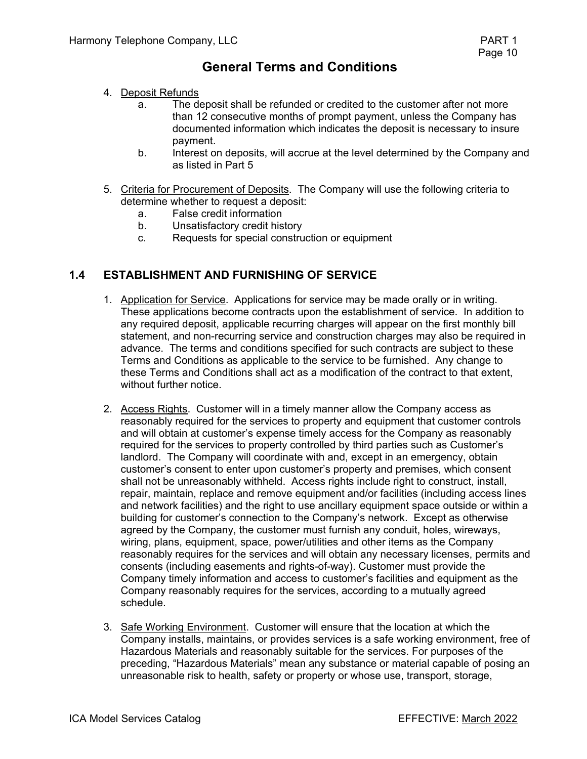4. Deposit Refunds
   a. The deposit shall be refunded or credited to the customer after not more than 12 consecutive months of prompt payment, unless the Company has documented information which indicates the deposit is necessary to insure payment.
   b. Interest on deposits, will accrue at the level determined by the Company and as listed in Part 5

5. Criteria for Procurement of Deposits. The Company will use the following criteria to determine whether to request a deposit:
   a. False credit information
   b. Unsatisfactory credit history
   c. Requests for special construction or equipment

## 1.4 ESTABLISHMENT AND FURNISHING OF SERVICE

1. Application for Service. Applications for service may be made orally or in writing. These applications become contracts upon the establishment of service. In addition to any required deposit, applicable recurring charges will appear on the first monthly bill statement, and non-recurring service and construction charges may also be required in advance. The terms and conditions specified for such contracts are subject to these Terms and Conditions as applicable to the service to be furnished. Any change to these Terms and Conditions shall act as a modification of the contract to that extent, without further notice.

2. Access Rights. Customer will in a timely manner allow the Company access as reasonably required for the services to property and equipment that customer controls and will obtain at customer's expense timely access for the Company as reasonably required for the services to property controlled by third parties such as Customer's landlord. The Company will coordinate with and, except in an emergency, obtain customer's consent to enter upon customer's property and premises, which consent shall not be unreasonably withheld. Access rights include right to construct, install, repair, maintain, replace and remove equipment and/or facilities (including access lines and network facilities) and the right to use ancillary equipment space outside or within a building for customer's connection to the Company's network. Except as otherwise agreed by the Company, the customer must furnish any conduit, holes, wireways, wiring, plans, equipment, space, power/utilities and other items as the Company reasonably requires for the services and will obtain any necessary licenses, permits and consents (including easements and rights-of-way). Customer must provide the Company timely information and access to customer's facilities and equipment as the Company reasonably requires for the services, according to a mutually agreed schedule.

3. Safe Working Environment. Customer will ensure that the location at which the Company installs, maintains, or provides services is a safe working environment, free of Hazardous Materials and reasonably suitable for the services. For purposes of the preceding, "Hazardous Materials" mean any substance or material capable of posing an unreasonable risk to health, safety or property or whose use, transport, storage,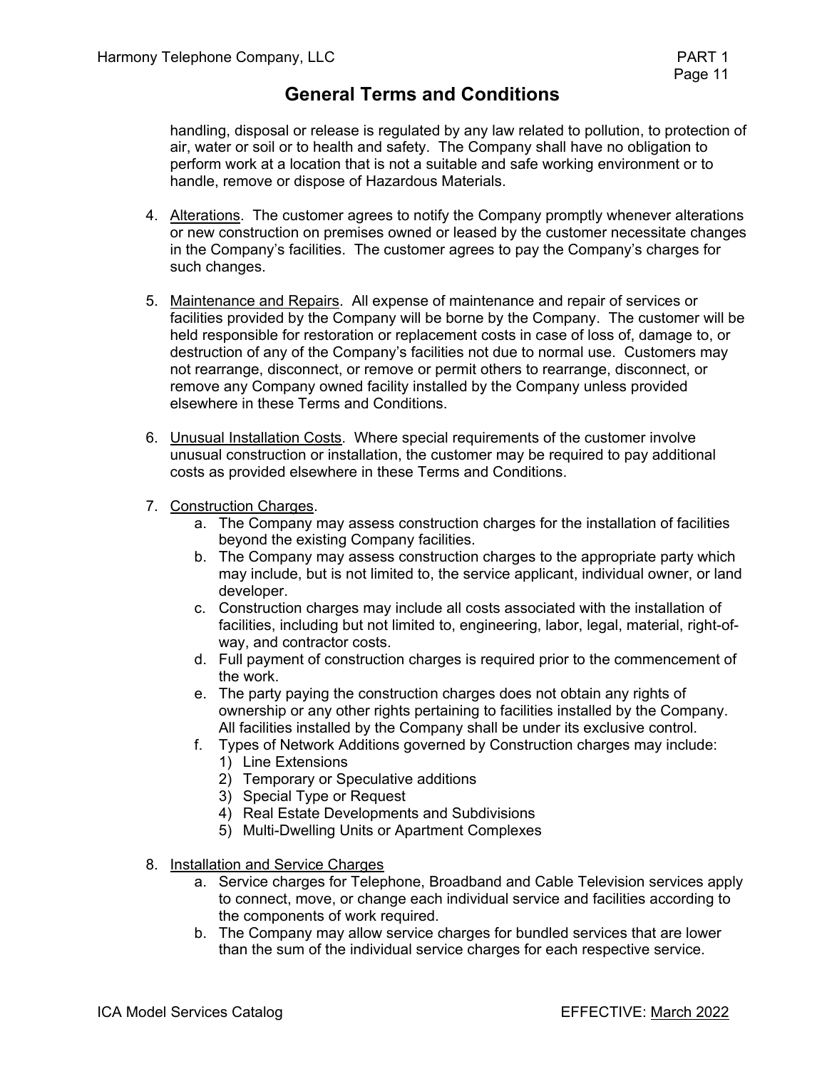# General Terms and Conditions

handling, disposal or release is regulated by any law related to pollution, to protection of air, water or soil or to health and safety. The Company shall have no obligation to perform work at a location that is not a suitable and safe working environment or to handle, remove or dispose of Hazardous Materials.

4. Alterations. The customer agrees to notify the Company promptly whenever alterations or new construction on premises owned or leased by the customer necessitate changes in the Company's facilities. The customer agrees to pay the Company's charges for such changes.

5. Maintenance and Repairs. All expense of maintenance and repair of services or facilities provided by the Company will be borne by the Company. The customer will be held responsible for restoration or replacement costs in case of loss of, damage to, or destruction of any of the Company's facilities not due to normal use. Customers may not rearrange, disconnect, or remove or permit others to rearrange, disconnect, or remove any Company owned facility installed by the Company unless provided elsewhere in these Terms and Conditions.

6. Unusual Installation Costs. Where special requirements of the customer involve unusual construction or installation, the customer may be required to pay additional costs as provided elsewhere in these Terms and Conditions.

7. Construction Charges.
   a. The Company may assess construction charges for the installation of facilities beyond the existing Company facilities.
   b. The Company may assess construction charges to the appropriate party which may include, but is not limited to, the service applicant, individual owner, or land developer.
   c. Construction charges may include all costs associated with the installation of facilities, including but not limited to, engineering, labor, legal, material, right-of-way, and contractor costs.
   d. Full payment of construction charges is required prior to the commencement of the work.
   e. The party paying the construction charges does not obtain any rights of ownership or any other rights pertaining to facilities installed by the Company. All facilities installed by the Company shall be under its exclusive control.
   f. Types of Network Additions governed by Construction charges may include:
      1) Line Extensions
      2) Temporary or Speculative additions
      3) Special Type or Request
      4) Real Estate Developments and Subdivisions
      5) Multi-Dwelling Units or Apartment Complexes

8. Installation and Service Charges
   a. Service charges for Telephone, Broadband and Cable Television services apply to connect, move, or change each individual service and facilities according to the components of work required.
   b. The Company may allow service charges for bundled services that are lower than the sum of the individual service charges for each respective service.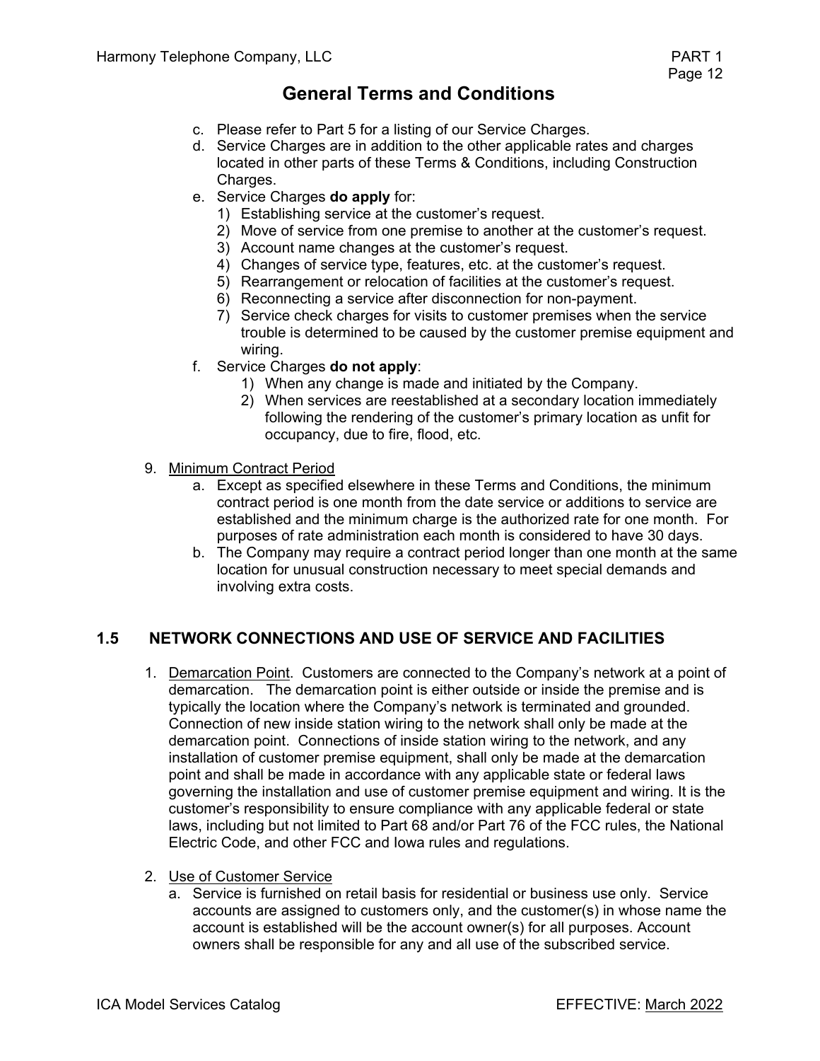## General Terms and Conditions

c. Please refer to Part 5 for a listing of our Service Charges.

d. Service Charges are in addition to the other applicable rates and charges located in other parts of these Terms & Conditions, including Construction Charges.

e. Service Charges **do apply** for:

   1) Establishing service at the customer's request.
   2) Move of service from one premise to another at the customer's request.
   3) Account name changes at the customer's request.
   4) Changes of service type, features, etc. at the customer's request.
   5) Rearrangement or relocation of facilities at the customer's request.
   6) Reconnecting a service after disconnection for non-payment.
   7) Service check charges for visits to customer premises when the service trouble is determined to be caused by the customer premise equipment and wiring.

f. Service Charges **do not apply**:

   1) When any change is made and initiated by the Company.
   2) When services are reestablished at a secondary location immediately following the rendering of the customer's primary location as unfit for occupancy, due to fire, flood, etc.

9. Minimum Contract Period

   a. Except as specified elsewhere in these Terms and Conditions, the minimum contract period is one month from the date service or additions to service are established and the minimum charge is the authorized rate for one month. For purposes of rate administration each month is considered to have 30 days.

   b. The Company may require a contract period longer than one month at the same location for unusual construction necessary to meet special demands and involving extra costs.

### 1.5 NETWORK CONNECTIONS AND USE OF SERVICE AND FACILITIES

1. Demarcation Point. Customers are connected to the Company's network at a point of demarcation. The demarcation point is either outside or inside the premise and is typically the location where the Company's network is terminated and grounded. Connection of new inside station wiring to the network shall only be made at the demarcation point. Connections of inside station wiring to the network, and any installation of customer premise equipment, shall only be made at the demarcation point and shall be made in accordance with any applicable state or federal laws governing the installation and use of customer premise equipment and wiring. It is the customer's responsibility to ensure compliance with any applicable federal or state laws, including but not limited to Part 68 and/or Part 76 of the FCC rules, the National Electric Code, and other FCC and Iowa rules and regulations.

2. Use of Customer Service

   a. Service is furnished on retail basis for residential or business use only. Service accounts are assigned to customers only, and the customer(s) in whose name the account is established will be the account owner(s) for all purposes. Account owners shall be responsible for any and all use of the subscribed service.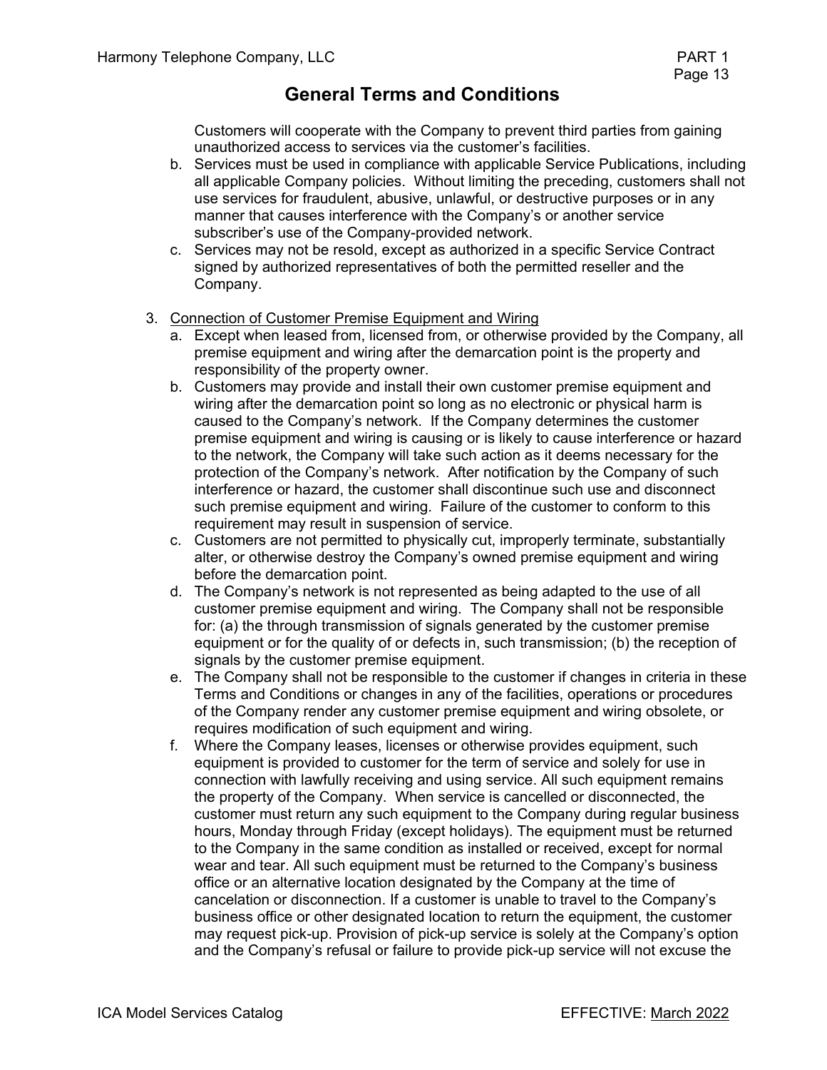## General Terms and Conditions

Customers will cooperate with the Company to prevent third parties from gaining unauthorized access to services via the customer's facilities.

b. Services must be used in compliance with applicable Service Publications, including all applicable Company policies. Without limiting the preceding, customers shall not use services for fraudulent, abusive, unlawful, or destructive purposes or in any manner that causes interference with the Company's or another service subscriber's use of the Company-provided network.

c. Services may not be resold, except as authorized in a specific Service Contract signed by authorized representatives of both the permitted reseller and the Company.

3. Connection of Customer Premise Equipment and Wiring

   a. Except when leased from, licensed from, or otherwise provided by the Company, all premise equipment and wiring after the demarcation point is the property and responsibility of the property owner.

   b. Customers may provide and install their own customer premise equipment and wiring after the demarcation point so long as no electronic or physical harm is caused to the Company's network. If the Company determines the customer premise equipment and wiring is causing or is likely to cause interference or hazard to the network, the Company will take such action as it deems necessary for the protection of the Company's network. After notification by the Company of such interference or hazard, the customer shall discontinue such use and disconnect such premise equipment and wiring. Failure of the customer to conform to this requirement may result in suspension of service.

   c. Customers are not permitted to physically cut, improperly terminate, substantially alter, or otherwise destroy the Company's owned premise equipment and wiring before the demarcation point.

   d. The Company's network is not represented as being adapted to the use of all customer premise equipment and wiring. The Company shall not be responsible for: (a) the through transmission of signals generated by the customer premise equipment or for the quality of or defects in, such transmission; (b) the reception of signals by the customer premise equipment.

   e. The Company shall not be responsible to the customer if changes in criteria in these Terms and Conditions or changes in any of the facilities, operations or procedures of the Company render any customer premise equipment and wiring obsolete, or requires modification of such equipment and wiring.

   f. Where the Company leases, licenses or otherwise provides equipment, such equipment is provided to customer for the term of service and solely for use in connection with lawfully receiving and using service. All such equipment remains the property of the Company. When service is cancelled or disconnected, the customer must return any such equipment to the Company during regular business hours, Monday through Friday (except holidays). The equipment must be returned to the Company in the same condition as installed or received, except for normal wear and tear. All such equipment must be returned to the Company's business office or an alternative location designated by the Company at the time of cancelation or disconnection. If a customer is unable to travel to the Company's business office or other designated location to return the equipment, the customer may request pick-up. Provision of pick-up service is solely at the Company's option and the Company's refusal or failure to provide pick-up service will not excuse the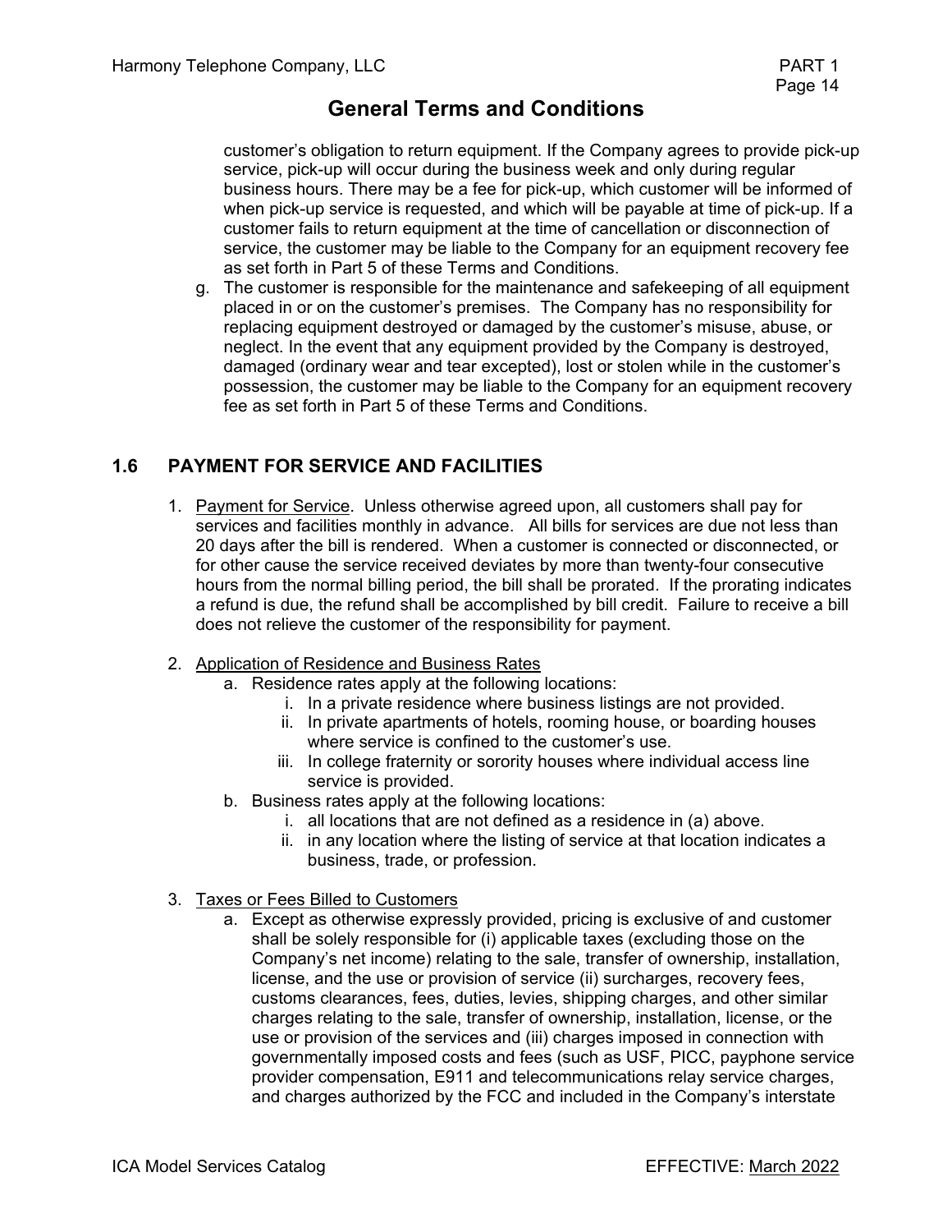customer's obligation to return equipment. If the Company agrees to provide pick-up service, pick-up will occur during the business week and only during regular business hours. There may be a fee for pick-up, which customer will be informed of when pick-up service is requested, and which will be payable at time of pick-up. If a customer fails to return equipment at the time of cancellation or disconnection of service, the customer may be liable to the Company for an equipment recovery fee as set forth in Part 5 of these Terms and Conditions.

g. The customer is responsible for the maintenance and safekeeping of all equipment placed in or on the customer's premises. The Company has no responsibility for replacing equipment destroyed or damaged by the customer's misuse, abuse, or neglect. In the event that any equipment provided by the Company is destroyed, damaged (ordinary wear and tear excepted), lost or stolen while in the customer's possession, the customer may be liable to the Company for an equipment recovery fee as set forth in Part 5 of these Terms and Conditions.

## 1.6 PAYMENT FOR SERVICE AND FACILITIES

1. Payment for Service. Unless otherwise agreed upon, all customers shall pay for services and facilities monthly in advance. All bills for services are due not less than 20 days after the bill is rendered. When a customer is connected or disconnected, or for other cause the service received deviates by more than twenty-four consecutive hours from the normal billing period, the bill shall be prorated. If the prorating indicates a refund is due, the refund shall be accomplished by bill credit. Failure to receive a bill does not relieve the customer of the responsibility for payment.

2. Application of Residence and Business Rates
   a. Residence rates apply at the following locations:
      i. In a private residence where business listings are not provided.
      ii. In private apartments of hotels, rooming house, or boarding houses where service is confined to the customer's use.
      iii. In college fraternity or sorority houses where individual access line service is provided.
   b. Business rates apply at the following locations:
      i. all locations that are not defined as a residence in (a) above.
      ii. in any location where the listing of service at that location indicates a business, trade, or profession.

3. Taxes or Fees Billed to Customers
   a. Except as otherwise expressly provided, pricing is exclusive of and customer shall be solely responsible for (i) applicable taxes (excluding those on the Company's net income) relating to the sale, transfer of ownership, installation, license, and the use or provision of service (ii) surcharges, recovery fees, customs clearances, fees, duties, levies, shipping charges, and other similar charges relating to the sale, transfer of ownership, installation, license, or the use or provision of the services and (iii) charges imposed in connection with governmentally imposed costs and fees (such as USF, PICC, payphone service provider compensation, E911 and telecommunications relay service charges, and charges authorized by the FCC and included in the Company's interstate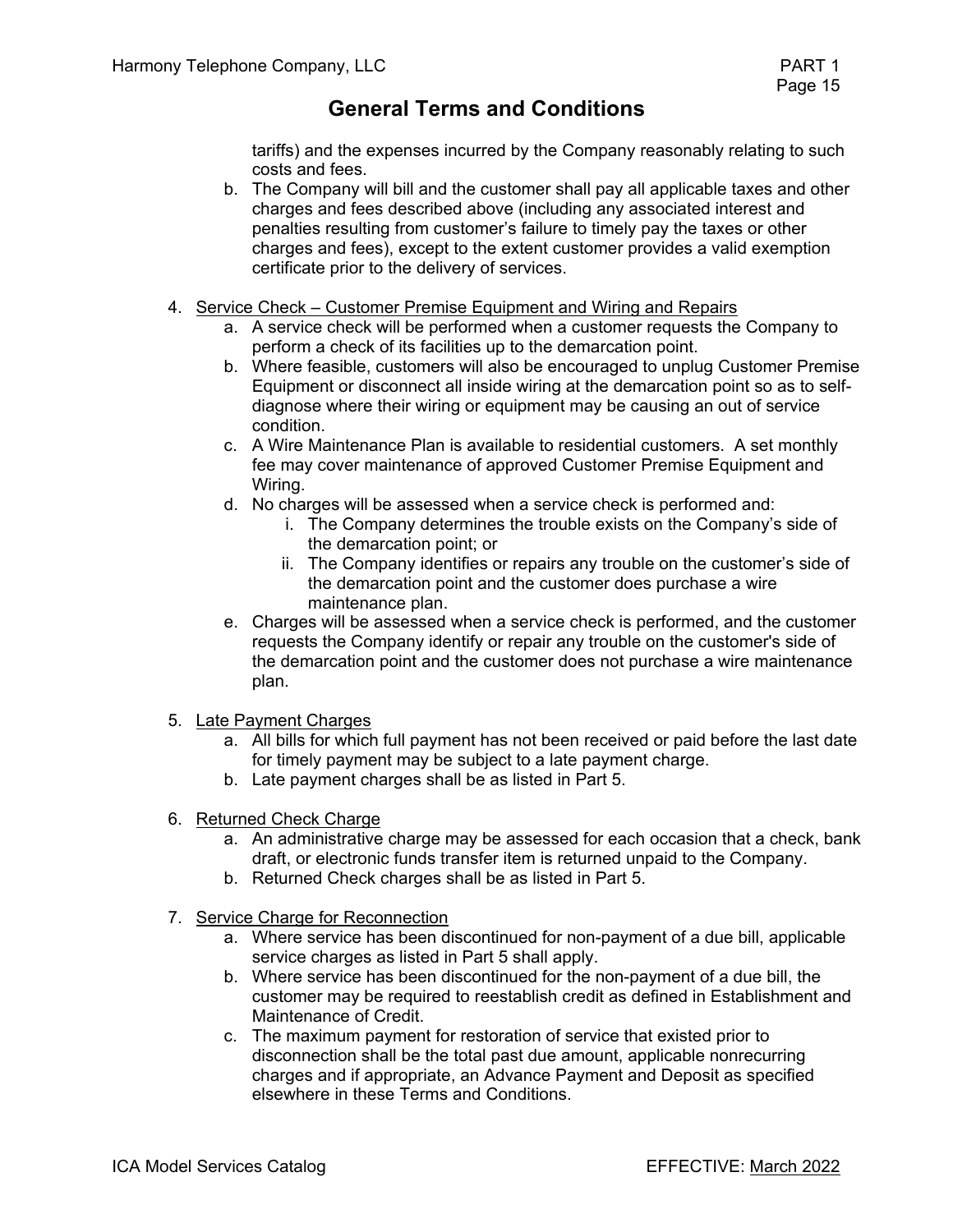tariffs) and the expenses incurred by the Company reasonably relating to such costs and fees.

b. The Company will bill and the customer shall pay all applicable taxes and other charges and fees described above (including any associated interest and penalties resulting from customer's failure to timely pay the taxes or other charges and fees), except to the extent customer provides a valid exemption certificate prior to the delivery of services.

4. <u>Service Check – Customer Premise Equipment and Wiring and Repairs</u>
   a. A service check will be performed when a customer requests the Company to perform a check of its facilities up to the demarcation point.
   b. Where feasible, customers will also be encouraged to unplug Customer Premise Equipment or disconnect all inside wiring at the demarcation point so as to self-diagnose where their wiring or equipment may be causing an out of service condition.
   c. A Wire Maintenance Plan is available to residential customers. A set monthly fee may cover maintenance of approved Customer Premise Equipment and Wiring.
   d. No charges will be assessed when a service check is performed and:
      i. The Company determines the trouble exists on the Company's side of the demarcation point; or
      ii. The Company identifies or repairs any trouble on the customer's side of the demarcation point and the customer does purchase a wire maintenance plan.
   e. Charges will be assessed when a service check is performed, and the customer requests the Company identify or repair any trouble on the customer's side of the demarcation point and the customer does not purchase a wire maintenance plan.

5. <u>Late Payment Charges</u>
   a. All bills for which full payment has not been received or paid before the last date for timely payment may be subject to a late payment charge.
   b. Late payment charges shall be as listed in Part 5.

6. <u>Returned Check Charge</u>
   a. An administrative charge may be assessed for each occasion that a check, bank draft, or electronic funds transfer item is returned unpaid to the Company.
   b. Returned Check charges shall be as listed in Part 5.

7. <u>Service Charge for Reconnection</u>
   a. Where service has been discontinued for non-payment of a due bill, applicable service charges as listed in Part 5 shall apply.
   b. Where service has been discontinued for the non-payment of a due bill, the customer may be required to reestablish credit as defined in Establishment and Maintenance of Credit.
   c. The maximum payment for restoration of service that existed prior to disconnection shall be the total past due amount, applicable nonrecurring charges and if appropriate, an Advance Payment and Deposit as specified elsewhere in these Terms and Conditions.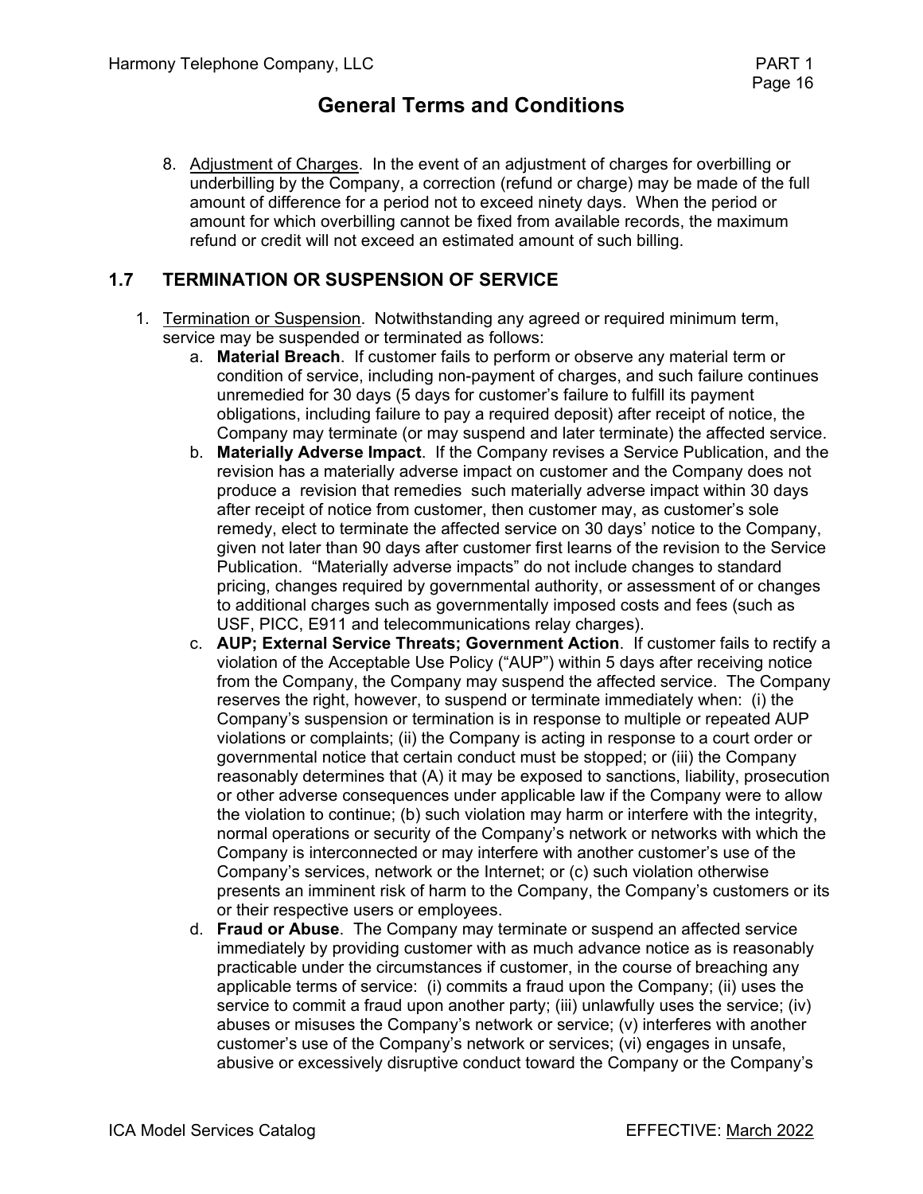## General Terms and Conditions

8. Adjustment of Charges. In the event of an adjustment of charges for overbilling or underbilling by the Company, a correction (refund or charge) may be made of the full amount of difference for a period not to exceed ninety days. When the period or amount for which overbilling cannot be fixed from available records, the maximum refund or credit will not exceed an estimated amount of such billing.

## 1.7 TERMINATION OR SUSPENSION OF SERVICE

1. Termination or Suspension. Notwithstanding any agreed or required minimum term, service may be suspended or terminated as follows:
   a. **Material Breach**. If customer fails to perform or observe any material term or condition of service, including non-payment of charges, and such failure continues unremedied for 30 days (5 days for customer's failure to fulfill its payment obligations, including failure to pay a required deposit) after receipt of notice, the Company may terminate (or may suspend and later terminate) the affected service.
   b. **Materially Adverse Impact**. If the Company revises a Service Publication, and the revision has a materially adverse impact on customer and the Company does not produce a revision that remedies such materially adverse impact within 30 days after receipt of notice from customer, then customer may, as customer's sole remedy, elect to terminate the affected service on 30 days' notice to the Company, given not later than 90 days after customer first learns of the revision to the Service Publication. "Materially adverse impacts" do not include changes to standard pricing, changes required by governmental authority, or assessment of or changes to additional charges such as governmentally imposed costs and fees (such as USF, PICC, E911 and telecommunications relay charges).
   c. **AUP; External Service Threats; Government Action**. If customer fails to rectify a violation of the Acceptable Use Policy ("AUP") within 5 days after receiving notice from the Company, the Company may suspend the affected service. The Company reserves the right, however, to suspend or terminate immediately when: (i) the Company's suspension or termination is in response to multiple or repeated AUP violations or complaints; (ii) the Company is acting in response to a court order or governmental notice that certain conduct must be stopped; or (iii) the Company reasonably determines that (A) it may be exposed to sanctions, liability, prosecution or other adverse consequences under applicable law if the Company were to allow the violation to continue; (b) such violation may harm or interfere with the integrity, normal operations or security of the Company's network or networks with which the Company is interconnected or may interfere with another customer's use of the Company's services, network or the Internet; or (c) such violation otherwise presents an imminent risk of harm to the Company, the Company's customers or its or their respective users or employees.
   d. **Fraud or Abuse**. The Company may terminate or suspend an affected service immediately by providing customer with as much advance notice as is reasonably practicable under the circumstances if customer, in the course of breaching any applicable terms of service: (i) commits a fraud upon the Company; (ii) uses the service to commit a fraud upon another party; (iii) unlawfully uses the service; (iv) abuses or misuses the Company's network or service; (v) interferes with another customer's use of the Company's network or services; (vi) engages in unsafe, abusive or excessively disruptive conduct toward the Company or the Company's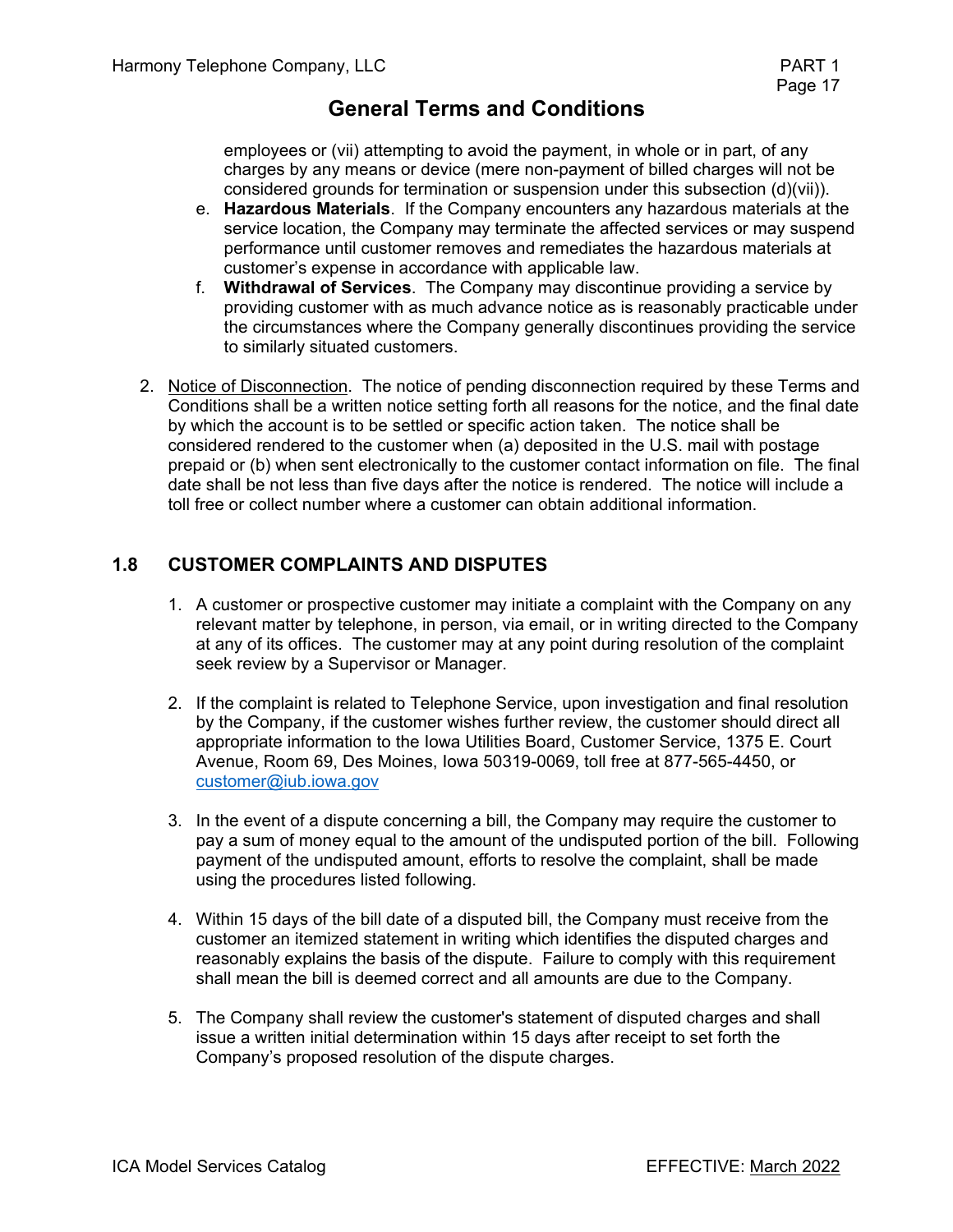employees or (vii) attempting to avoid the payment, in whole or in part, of any charges by any means or device (mere non-payment of billed charges will not be considered grounds for termination or suspension under this subsection (d)(vii)).

e. **Hazardous Materials**. If the Company encounters any hazardous materials at the service location, the Company may terminate the affected services or may suspend performance until customer removes and remediates the hazardous materials at customer's expense in accordance with applicable law.

f. **Withdrawal of Services**. The Company may discontinue providing a service by providing customer with as much advance notice as is reasonably practicable under the circumstances where the Company generally discontinues providing the service to similarly situated customers.

2. Notice of Disconnection. The notice of pending disconnection required by these Terms and Conditions shall be a written notice setting forth all reasons for the notice, and the final date by which the account is to be settled or specific action taken. The notice shall be considered rendered to the customer when (a) deposited in the U.S. mail with postage prepaid or (b) when sent electronically to the customer contact information on file. The final date shall be not less than five days after the notice is rendered. The notice will include a toll free or collect number where a customer can obtain additional information.

## 1.8 CUSTOMER COMPLAINTS AND DISPUTES

1. A customer or prospective customer may initiate a complaint with the Company on any relevant matter by telephone, in person, via email, or in writing directed to the Company at any of its offices. The customer may at any point during resolution of the complaint seek review by a Supervisor or Manager.

2. If the complaint is related to Telephone Service, upon investigation and final resolution by the Company, if the customer wishes further review, the customer should direct all appropriate information to the Iowa Utilities Board, Customer Service, 1375 E. Court Avenue, Room 69, Des Moines, Iowa 50319-0069, toll free at 877-565-4450, or customer@iub.iowa.gov

3. In the event of a dispute concerning a bill, the Company may require the customer to pay a sum of money equal to the amount of the undisputed portion of the bill. Following payment of the undisputed amount, efforts to resolve the complaint, shall be made using the procedures listed following.

4. Within 15 days of the bill date of a disputed bill, the Company must receive from the customer an itemized statement in writing which identifies the disputed charges and reasonably explains the basis of the dispute. Failure to comply with this requirement shall mean the bill is deemed correct and all amounts are due to the Company.

5. The Company shall review the customer's statement of disputed charges and shall issue a written initial determination within 15 days after receipt to set forth the Company's proposed resolution of the dispute charges.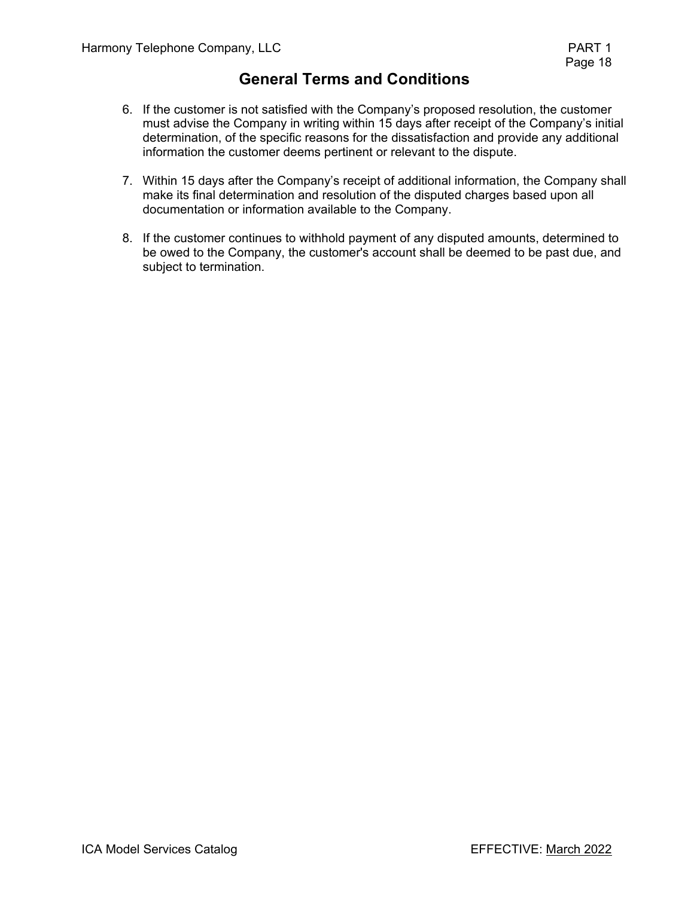## General Terms and Conditions

6. If the customer is not satisfied with the Company's proposed resolution, the customer must advise the Company in writing within 15 days after receipt of the Company's initial determination, of the specific reasons for the dissatisfaction and provide any additional information the customer deems pertinent or relevant to the dispute.

7. Within 15 days after the Company's receipt of additional information, the Company shall make its final determination and resolution of the disputed charges based upon all documentation or information available to the Company.

8. If the customer continues to withhold payment of any disputed amounts, determined to be owed to the Company, the customer's account shall be deemed to be past due, and subject to termination.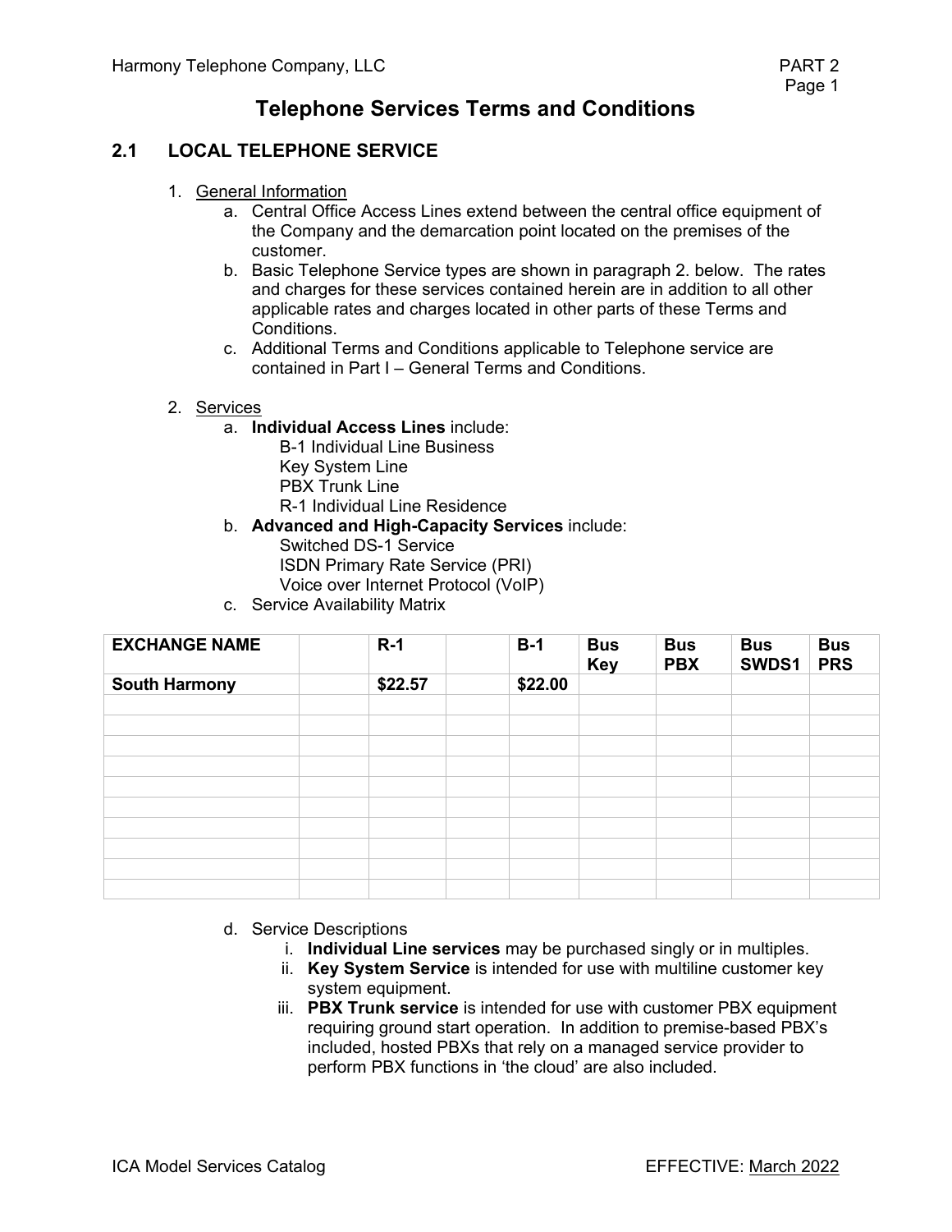# Telephone Services Terms and Conditions

## 2.1 LOCAL TELEPHONE SERVICE

1. General Information
   a. Central Office Access Lines extend between the central office equipment of the Company and the demarcation point located on the premises of the customer.
   b. Basic Telephone Service types are shown in paragraph 2. below. The rates and charges for these services contained herein are in addition to all other applicable rates and charges located in other parts of these Terms and Conditions.
   c. Additional Terms and Conditions applicable to Telephone service are contained in Part I – General Terms and Conditions.

2. Services
   a. **Individual Access Lines** include:
      - B-1 Individual Line Business
      - Key System Line
      - PBX Trunk Line
      - R-1 Individual Line Residence
   b. **Advanced and High-Capacity Services** include:
      - Switched DS-1 Service
      - ISDN Primary Rate Service (PRI)
      - Voice over Internet Protocol (VoIP)
   c. Service Availability Matrix

| EXCHANGE NAME | | R-1 | | B-1 | Bus Key | Bus PBX | Bus SWDS1 | Bus PRS |
|---|---|---|---|---|---|---|---|---|
| South Harmony | | $22.57 | | $22.00 | | | | |
| | | | | | | | | |
| | | | | | | | | |
| | | | | | | | | |
| | | | | | | | | |
| | | | | | | | | |
| | | | | | | | | |
| | | | | | | | | |
| | | | | | | | | |
| | | | | | | | | |
| | | | | | | | | |

   d. Service Descriptions
      i. **Individual Line services** may be purchased singly or in multiples.
      ii. **Key System Service** is intended for use with multiline customer key system equipment.
      iii. **PBX Trunk service** is intended for use with customer PBX equipment requiring ground start operation. In addition to premise-based PBX's included, hosted PBXs that rely on a managed service provider to perform PBX functions in 'the cloud' are also included.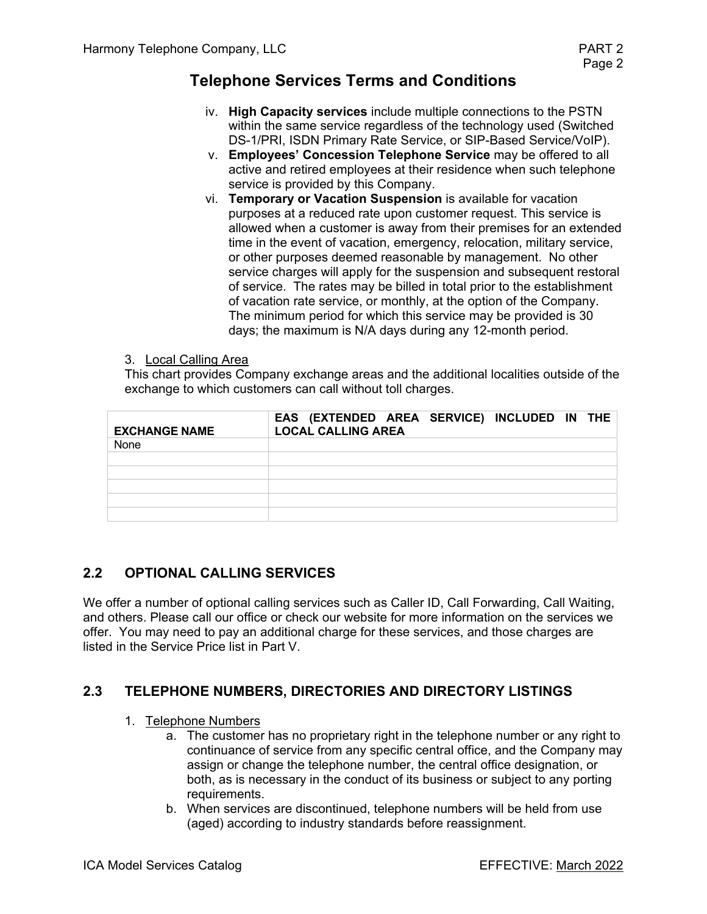## Telephone Services Terms and Conditions

iv. **High Capacity services** include multiple connections to the PSTN within the same service regardless of the technology used (Switched DS-1/PRI, ISDN Primary Rate Service, or SIP-Based Service/VoIP).

v. **Employees' Concession Telephone Service** may be offered to all active and retired employees at their residence when such telephone service is provided by this Company.

vi. **Temporary or Vacation Suspension** is available for vacation purposes at a reduced rate upon customer request. This service is allowed when a customer is away from their premises for an extended time in the event of vacation, emergency, relocation, military service, or other purposes deemed reasonable by management. No other service charges will apply for the suspension and subsequent restoral of service. The rates may be billed in total prior to the establishment of vacation rate service, or monthly, at the option of the Company. The minimum period for which this service may be provided is 30 days; the maximum is N/A days during any 12-month period.

3. Local Calling Area

This chart provides Company exchange areas and the additional localities outside of the exchange to which customers can call without toll charges.

| EXCHANGE NAME | EAS (EXTENDED AREA SERVICE) INCLUDED IN THE LOCAL CALLING AREA |
|---|---|
| None | |
| | |
| | |
| | |
| | |
| | |

## 2.2 OPTIONAL CALLING SERVICES

We offer a number of optional calling services such as Caller ID, Call Forwarding, Call Waiting, and others. Please call our office or check our website for more information on the services we offer. You may need to pay an additional charge for these services, and those charges are listed in the Service Price list in Part V.

## 2.3 TELEPHONE NUMBERS, DIRECTORIES AND DIRECTORY LISTINGS

1. Telephone Numbers
   a. The customer has no proprietary right in the telephone number or any right to continuance of service from any specific central office, and the Company may assign or change the telephone number, the central office designation, or both, as is necessary in the conduct of its business or subject to any porting requirements.
   b. When services are discontinued, telephone numbers will be held from use (aged) according to industry standards before reassignment.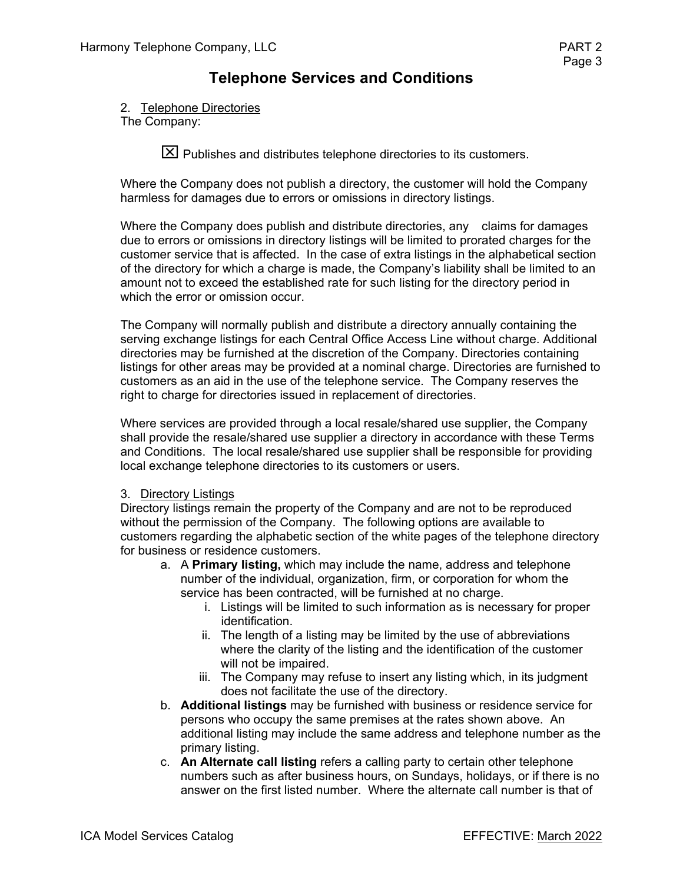# Telephone Services and Conditions

2. Telephone Directories

The Company:

☒ Publishes and distributes telephone directories to its customers.

Where the Company does not publish a directory, the customer will hold the Company harmless for damages due to errors or omissions in directory listings.

Where the Company does publish and distribute directories, any claims for damages due to errors or omissions in directory listings will be limited to prorated charges for the customer service that is affected. In the case of extra listings in the alphabetical section of the directory for which a charge is made, the Company's liability shall be limited to an amount not to exceed the established rate for such listing for the directory period in which the error or omission occur.

The Company will normally publish and distribute a directory annually containing the serving exchange listings for each Central Office Access Line without charge. Additional directories may be furnished at the discretion of the Company. Directories containing listings for other areas may be provided at a nominal charge. Directories are furnished to customers as an aid in the use of the telephone service. The Company reserves the right to charge for directories issued in replacement of directories.

Where services are provided through a local resale/shared use supplier, the Company shall provide the resale/shared use supplier a directory in accordance with these Terms and Conditions. The local resale/shared use supplier shall be responsible for providing local exchange telephone directories to its customers or users.

3. Directory Listings

Directory listings remain the property of the Company and are not to be reproduced without the permission of the Company. The following options are available to customers regarding the alphabetic section of the white pages of the telephone directory for business or residence customers.

a. A **Primary listing,** which may include the name, address and telephone number of the individual, organization, firm, or corporation for whom the service has been contracted, will be furnished at no charge.
   i. Listings will be limited to such information as is necessary for proper identification.
   ii. The length of a listing may be limited by the use of abbreviations where the clarity of the listing and the identification of the customer will not be impaired.
   iii. The Company may refuse to insert any listing which, in its judgment does not facilitate the use of the directory.
b. **Additional listings** may be furnished with business or residence service for persons who occupy the same premises at the rates shown above. An additional listing may include the same address and telephone number as the primary listing.
c. **An Alternate call listing** refers a calling party to certain other telephone numbers such as after business hours, on Sundays, holidays, or if there is no answer on the first listed number. Where the alternate call number is that of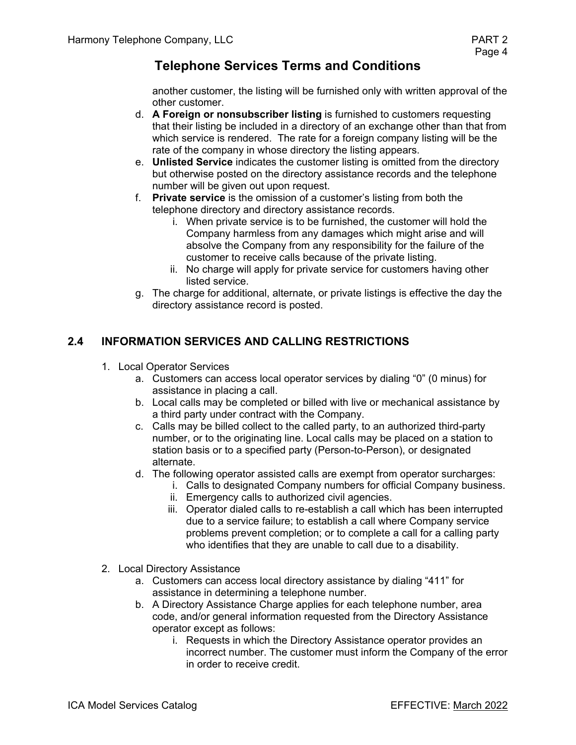another customer, the listing will be furnished only with written approval of the other customer.

d. **A Foreign or nonsubscriber listing** is furnished to customers requesting that their listing be included in a directory of an exchange other than that from which service is rendered. The rate for a foreign company listing will be the rate of the company in whose directory the listing appears.

e. **Unlisted Service** indicates the customer listing is omitted from the directory but otherwise posted on the directory assistance records and the telephone number will be given out upon request.

f. **Private service** is the omission of a customer's listing from both the telephone directory and directory assistance records.

   i. When private service is to be furnished, the customer will hold the Company harmless from any damages which might arise and will absolve the Company from any responsibility for the failure of the customer to receive calls because of the private listing.

   ii. No charge will apply for private service for customers having other listed service.

g. The charge for additional, alternate, or private listings is effective the day the directory assistance record is posted.

## 2.4 INFORMATION SERVICES AND CALLING RESTRICTIONS

1. Local Operator Services

   a. Customers can access local operator services by dialing "0" (0 minus) for assistance in placing a call.

   b. Local calls may be completed or billed with live or mechanical assistance by a third party under contract with the Company.

   c. Calls may be billed collect to the called party, to an authorized third-party number, or to the originating line. Local calls may be placed on a station to station basis or to a specified party (Person-to-Person), or designated alternate.

   d. The following operator assisted calls are exempt from operator surcharges:

      i. Calls to designated Company numbers for official Company business.

      ii. Emergency calls to authorized civil agencies.

      iii. Operator dialed calls to re-establish a call which has been interrupted due to a service failure; to establish a call where Company service problems prevent completion; or to complete a call for a calling party who identifies that they are unable to call due to a disability.

2. Local Directory Assistance

   a. Customers can access local directory assistance by dialing "411" for assistance in determining a telephone number.

   b. A Directory Assistance Charge applies for each telephone number, area code, and/or general information requested from the Directory Assistance operator except as follows:

      i. Requests in which the Directory Assistance operator provides an incorrect number. The customer must inform the Company of the error in order to receive credit.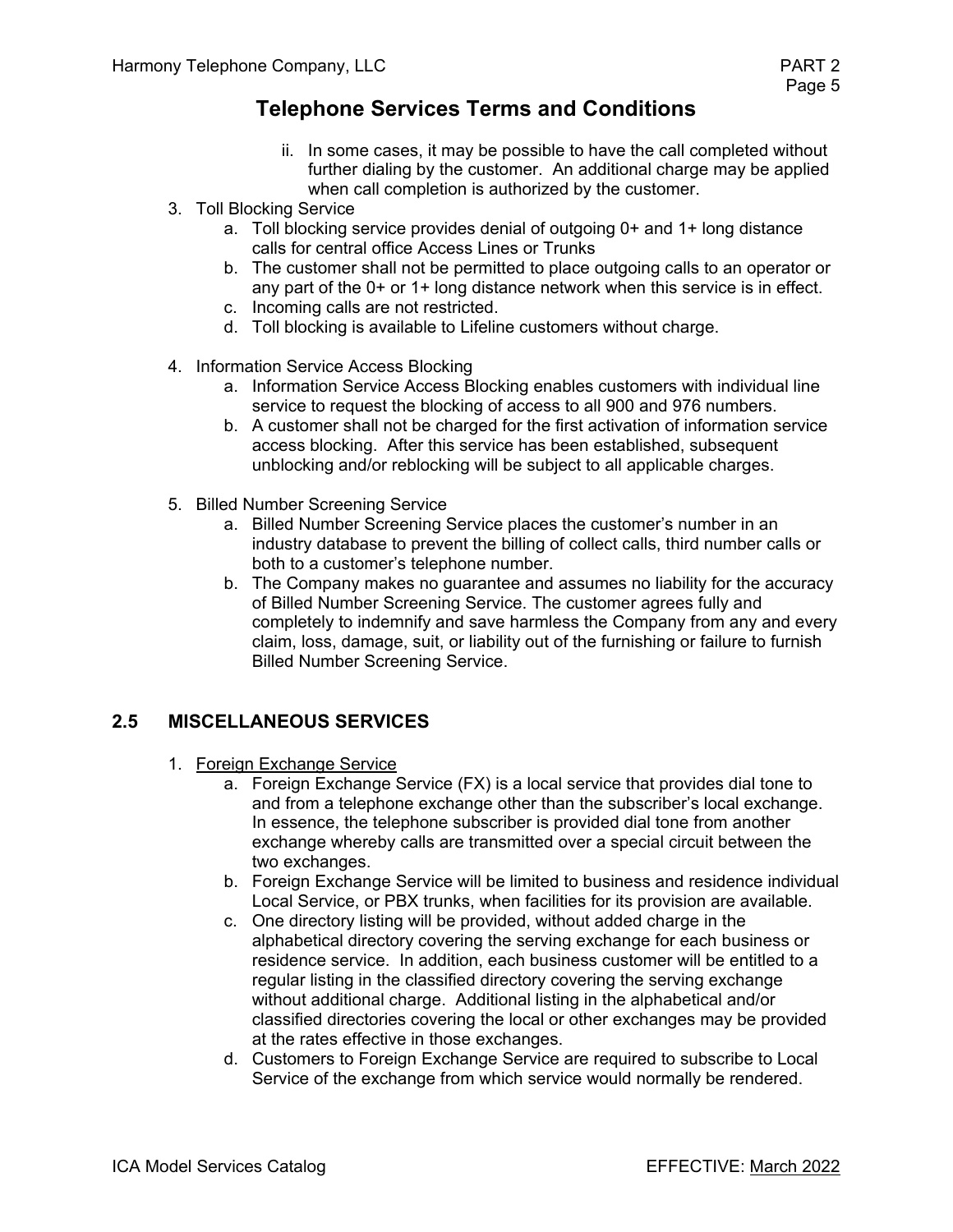ii. In some cases, it may be possible to have the call completed without further dialing by the customer. An additional charge may be applied when call completion is authorized by the customer.

3. Toll Blocking Service
   a. Toll blocking service provides denial of outgoing 0+ and 1+ long distance calls for central office Access Lines or Trunks
   b. The customer shall not be permitted to place outgoing calls to an operator or any part of the 0+ or 1+ long distance network when this service is in effect.
   c. Incoming calls are not restricted.
   d. Toll blocking is available to Lifeline customers without charge.

4. Information Service Access Blocking
   a. Information Service Access Blocking enables customers with individual line service to request the blocking of access to all 900 and 976 numbers.
   b. A customer shall not be charged for the first activation of information service access blocking. After this service has been established, subsequent unblocking and/or reblocking will be subject to all applicable charges.

5. Billed Number Screening Service
   a. Billed Number Screening Service places the customer's number in an industry database to prevent the billing of collect calls, third number calls or both to a customer's telephone number.
   b. The Company makes no guarantee and assumes no liability for the accuracy of Billed Number Screening Service. The customer agrees fully and completely to indemnify and save harmless the Company from any and every claim, loss, damage, suit, or liability out of the furnishing or failure to furnish Billed Number Screening Service.

## 2.5 MISCELLANEOUS SERVICES

1. Foreign Exchange Service
   a. Foreign Exchange Service (FX) is a local service that provides dial tone to and from a telephone exchange other than the subscriber's local exchange. In essence, the telephone subscriber is provided dial tone from another exchange whereby calls are transmitted over a special circuit between the two exchanges.
   b. Foreign Exchange Service will be limited to business and residence individual Local Service, or PBX trunks, when facilities for its provision are available.
   c. One directory listing will be provided, without added charge in the alphabetical directory covering the serving exchange for each business or residence service. In addition, each business customer will be entitled to a regular listing in the classified directory covering the serving exchange without additional charge. Additional listing in the alphabetical and/or classified directories covering the local or other exchanges may be provided at the rates effective in those exchanges.
   d. Customers to Foreign Exchange Service are required to subscribe to Local Service of the exchange from which service would normally be rendered.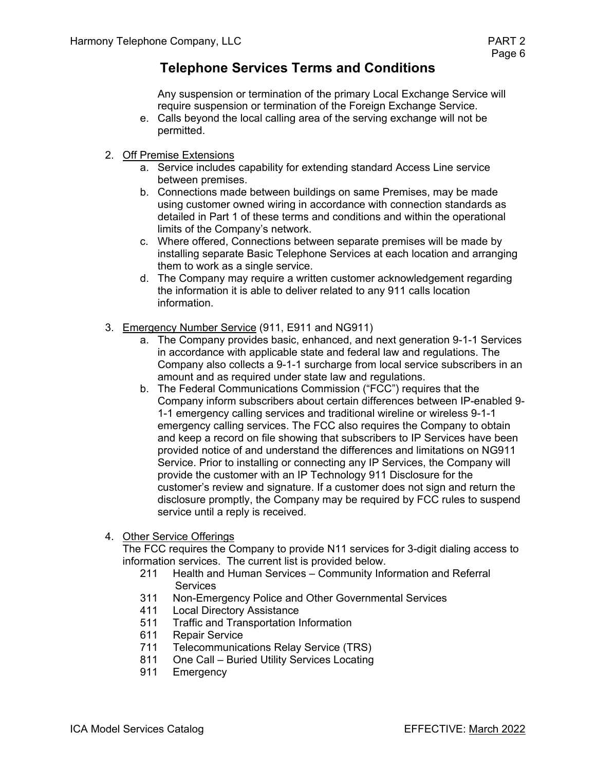## Telephone Services Terms and Conditions

Any suspension or termination of the primary Local Exchange Service will require suspension or termination of the Foreign Exchange Service.

e. Calls beyond the local calling area of the serving exchange will not be permitted.

2. Off Premise Extensions
   a. Service includes capability for extending standard Access Line service between premises.
   b. Connections made between buildings on same Premises, may be made using customer owned wiring in accordance with connection standards as detailed in Part 1 of these terms and conditions and within the operational limits of the Company's network.
   c. Where offered, Connections between separate premises will be made by installing separate Basic Telephone Services at each location and arranging them to work as a single service.
   d. The Company may require a written customer acknowledgement regarding the information it is able to deliver related to any 911 calls location information.

3. Emergency Number Service (911, E911 and NG911)
   a. The Company provides basic, enhanced, and next generation 9-1-1 Services in accordance with applicable state and federal law and regulations. The Company also collects a 9-1-1 surcharge from local service subscribers in an amount and as required under state law and regulations.
   b. The Federal Communications Commission ("FCC") requires that the Company inform subscribers about certain differences between IP-enabled 9-1-1 emergency calling services and traditional wireline or wireless 9-1-1 emergency calling services. The FCC also requires the Company to obtain and keep a record on file showing that subscribers to IP Services have been provided notice of and understand the differences and limitations on NG911 Service. Prior to installing or connecting any IP Services, the Company will provide the customer with an IP Technology 911 Disclosure for the customer's review and signature. If a customer does not sign and return the disclosure promptly, the Company may be required by FCC rules to suspend service until a reply is received.

4. Other Service Offerings

   The FCC requires the Company to provide N11 services for 3-digit dialing access to information services. The current list is provided below.

   211 Health and Human Services – Community Information and Referral Services
   311 Non-Emergency Police and Other Governmental Services
   411 Local Directory Assistance
   511 Traffic and Transportation Information
   611 Repair Service
   711 Telecommunications Relay Service (TRS)
   811 One Call – Buried Utility Services Locating
   911 Emergency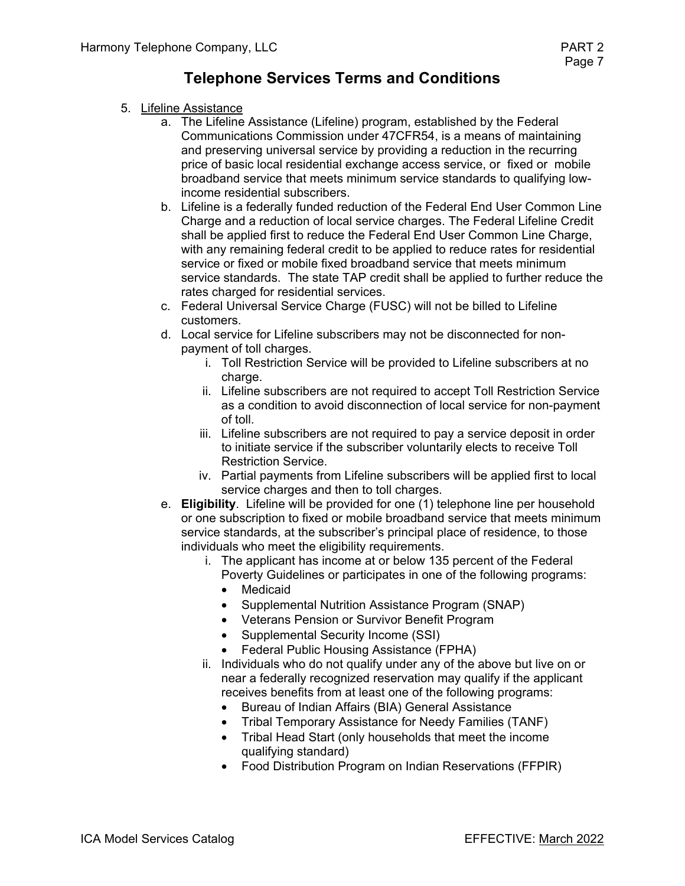# Telephone Services Terms and Conditions

5. Lifeline Assistance
   a. The Lifeline Assistance (Lifeline) program, established by the Federal Communications Commission under 47CFR54, is a means of maintaining and preserving universal service by providing a reduction in the recurring price of basic local residential exchange access service, or fixed or mobile broadband service that meets minimum service standards to qualifying low-income residential subscribers.
   b. Lifeline is a federally funded reduction of the Federal End User Common Line Charge and a reduction of local service charges. The Federal Lifeline Credit shall be applied first to reduce the Federal End User Common Line Charge, with any remaining federal credit to be applied to reduce rates for residential service or fixed or mobile fixed broadband service that meets minimum service standards. The state TAP credit shall be applied to further reduce the rates charged for residential services.
   c. Federal Universal Service Charge (FUSC) will not be billed to Lifeline customers.
   d. Local service for Lifeline subscribers may not be disconnected for non-payment of toll charges.
      i. Toll Restriction Service will be provided to Lifeline subscribers at no charge.
      ii. Lifeline subscribers are not required to accept Toll Restriction Service as a condition to avoid disconnection of local service for non-payment of toll.
      iii. Lifeline subscribers are not required to pay a service deposit in order to initiate service if the subscriber voluntarily elects to receive Toll Restriction Service.
      iv. Partial payments from Lifeline subscribers will be applied first to local service charges and then to toll charges.
   e. **Eligibility**. Lifeline will be provided for one (1) telephone line per household or one subscription to fixed or mobile broadband service that meets minimum service standards, at the subscriber's principal place of residence, to those individuals who meet the eligibility requirements.
      i. The applicant has income at or below 135 percent of the Federal Poverty Guidelines or participates in one of the following programs:
         - Medicaid
         - Supplemental Nutrition Assistance Program (SNAP)
         - Veterans Pension or Survivor Benefit Program
         - Supplemental Security Income (SSI)
         - Federal Public Housing Assistance (FPHA)
      ii. Individuals who do not qualify under any of the above but live on or near a federally recognized reservation may qualify if the applicant receives benefits from at least one of the following programs:
         - Bureau of Indian Affairs (BIA) General Assistance
         - Tribal Temporary Assistance for Needy Families (TANF)
         - Tribal Head Start (only households that meet the income qualifying standard)
         - Food Distribution Program on Indian Reservations (FFPIR)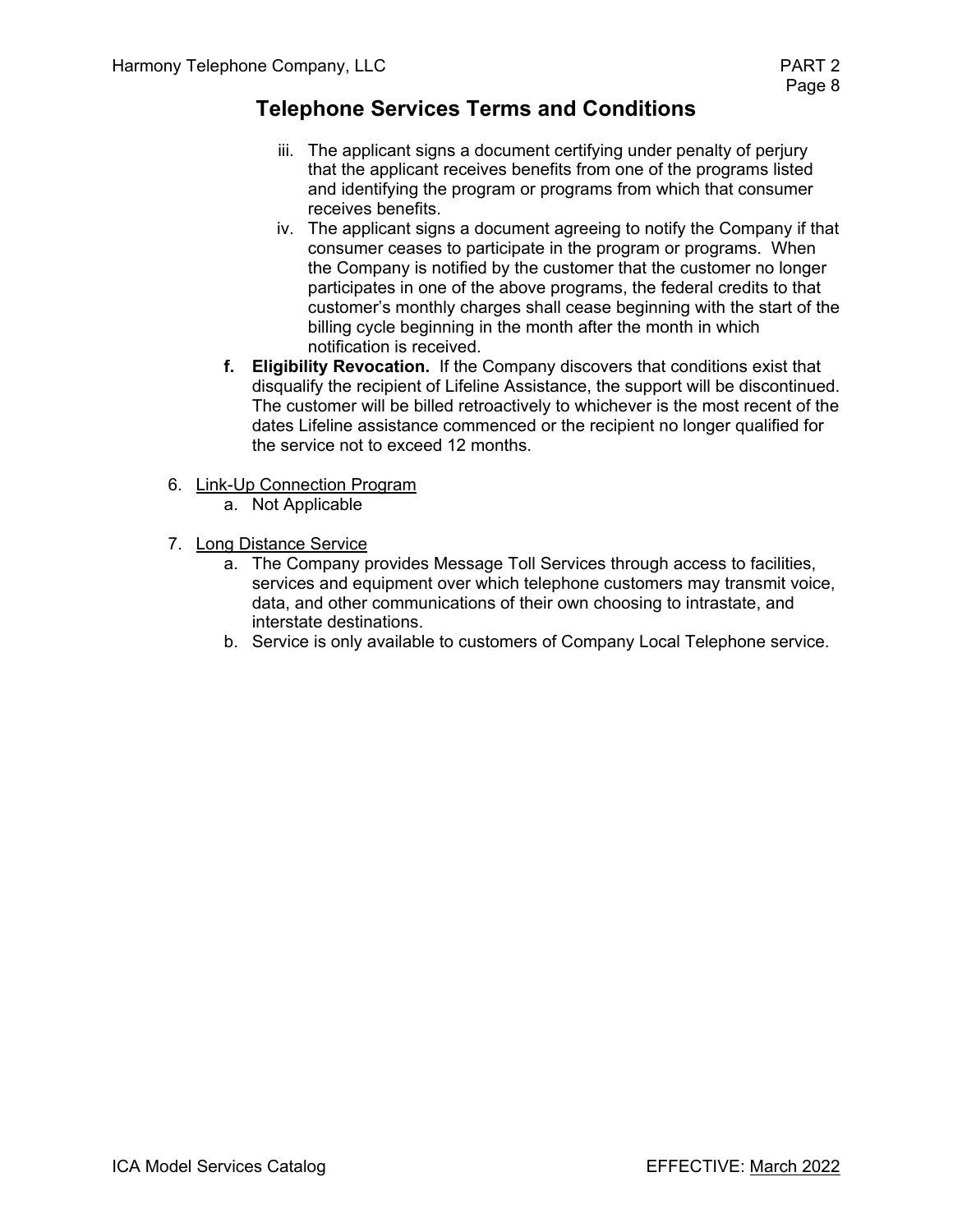## Telephone Services Terms and Conditions

- iii. The applicant signs a document certifying under penalty of perjury that the applicant receives benefits from one of the programs listed and identifying the program or programs from which that consumer receives benefits.
- iv. The applicant signs a document agreeing to notify the Company if that consumer ceases to participate in the program or programs. When the Company is notified by the customer that the customer no longer participates in one of the above programs, the federal credits to that customer's monthly charges shall cease beginning with the start of the billing cycle beginning in the month after the month in which notification is received.

f. **Eligibility Revocation.** If the Company discovers that conditions exist that disqualify the recipient of Lifeline Assistance, the support will be discontinued. The customer will be billed retroactively to whichever is the most recent of the dates Lifeline assistance commenced or the recipient no longer qualified for the service not to exceed 12 months.

6. Link-Up Connection Program
   a. Not Applicable

7. Long Distance Service
   a. The Company provides Message Toll Services through access to facilities, services and equipment over which telephone customers may transmit voice, data, and other communications of their own choosing to intrastate, and interstate destinations.
   b. Service is only available to customers of Company Local Telephone service.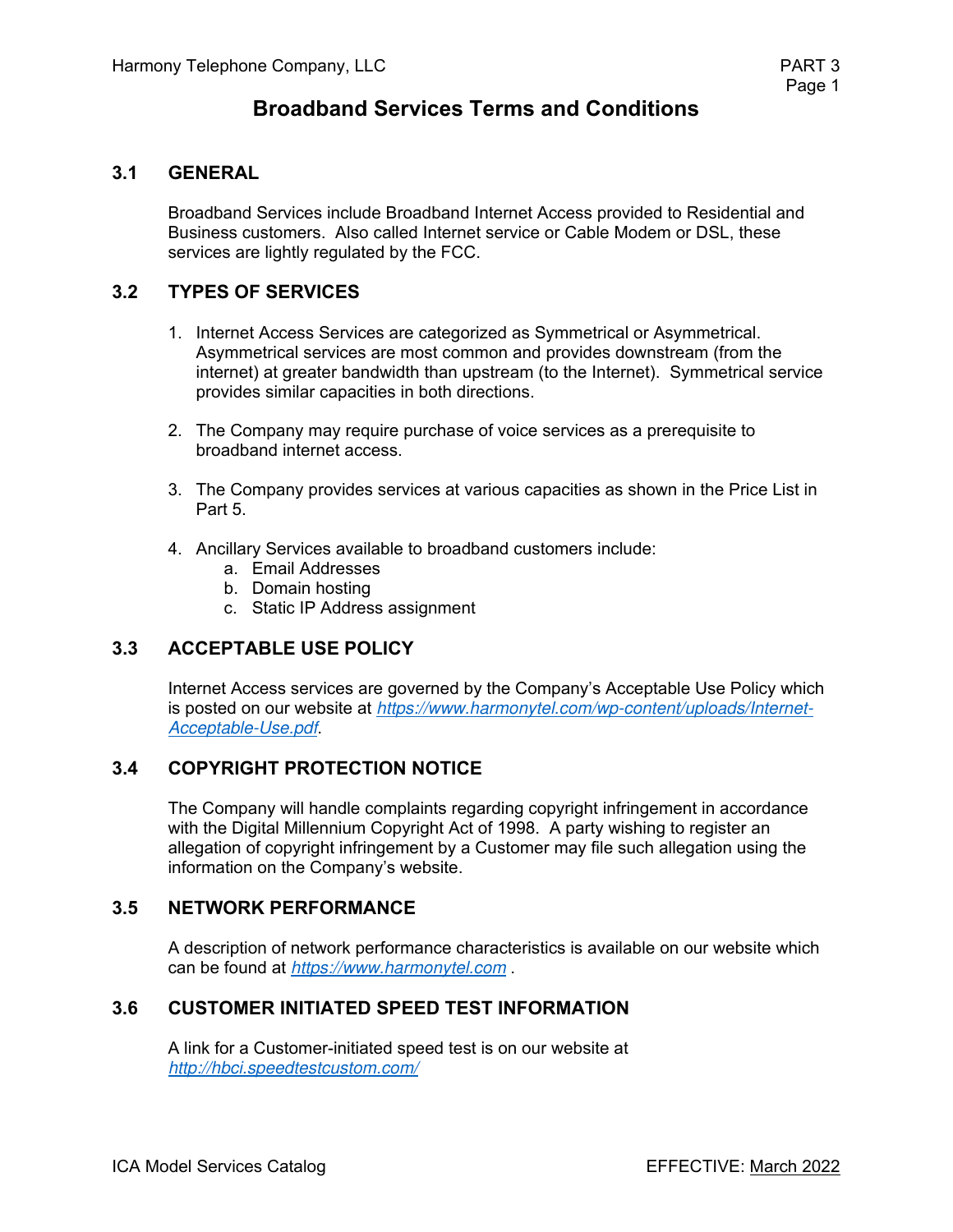# Broadband Services Terms and Conditions

## 3.1 GENERAL

Broadband Services include Broadband Internet Access provided to Residential and Business customers. Also called Internet service or Cable Modem or DSL, these services are lightly regulated by the FCC.

## 3.2 TYPES OF SERVICES

1. Internet Access Services are categorized as Symmetrical or Asymmetrical. Asymmetrical services are most common and provides downstream (from the internet) at greater bandwidth than upstream (to the Internet). Symmetrical service provides similar capacities in both directions.

2. The Company may require purchase of voice services as a prerequisite to broadband internet access.

3. The Company provides services at various capacities as shown in the Price List in Part 5.

4. Ancillary Services available to broadband customers include:
   a. Email Addresses
   b. Domain hosting
   c. Static IP Address assignment

## 3.3 ACCEPTABLE USE POLICY

Internet Access services are governed by the Company's Acceptable Use Policy which is posted on our website at *https://www.harmonytel.com/wp-content/uploads/Internet-Acceptable-Use.pdf*.

## 3.4 COPYRIGHT PROTECTION NOTICE

The Company will handle complaints regarding copyright infringement in accordance with the Digital Millennium Copyright Act of 1998. A party wishing to register an allegation of copyright infringement by a Customer may file such allegation using the information on the Company's website.

## 3.5 NETWORK PERFORMANCE

A description of network performance characteristics is available on our website which can be found at *https://www.harmonytel.com* .

## 3.6 CUSTOMER INITIATED SPEED TEST INFORMATION

A link for a Customer-initiated speed test is on our website at *http://hbci.speedtestcustom.com/*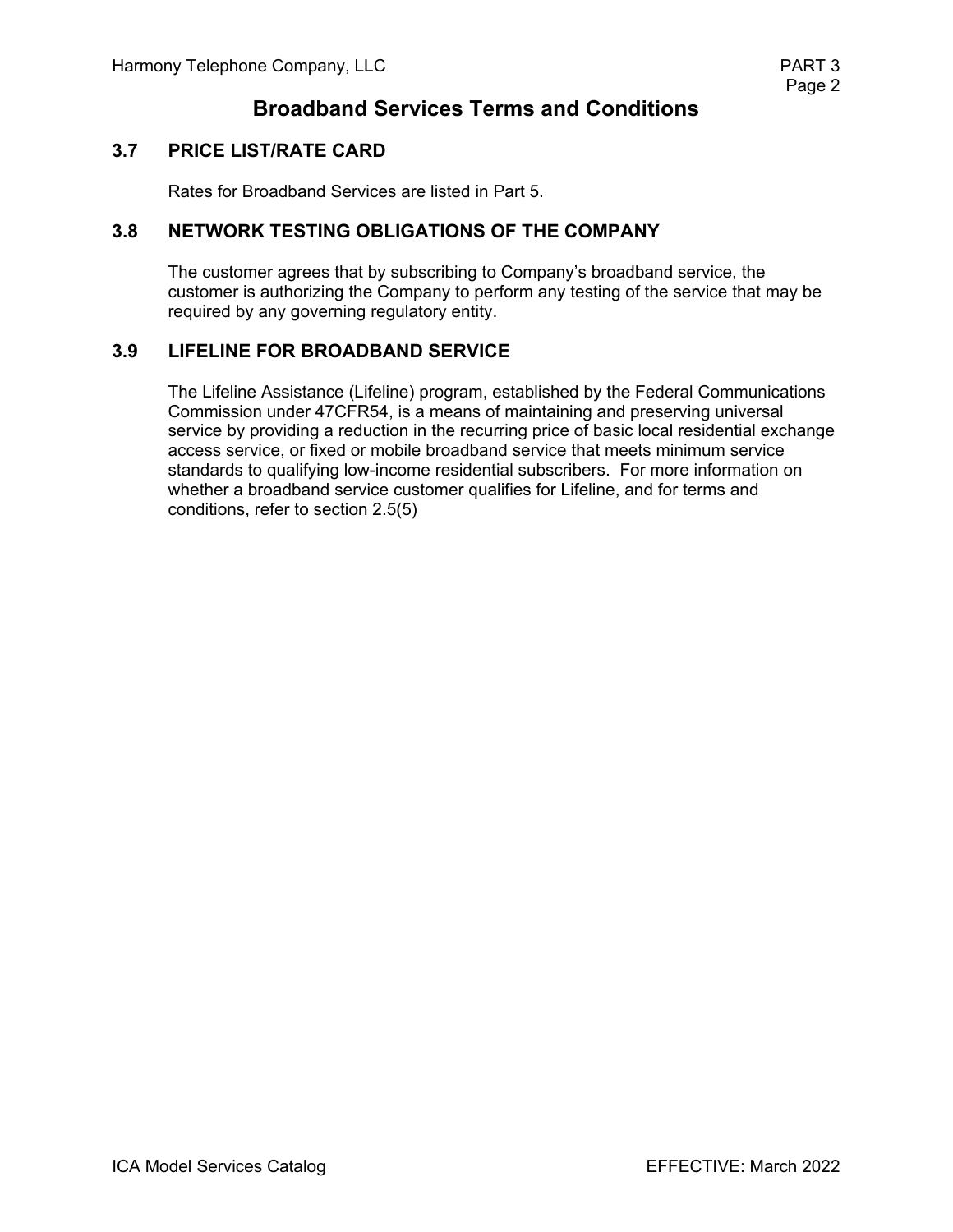# Broadband Services Terms and Conditions

## 3.7 PRICE LIST/RATE CARD

Rates for Broadband Services are listed in Part 5.

## 3.8 NETWORK TESTING OBLIGATIONS OF THE COMPANY

The customer agrees that by subscribing to Company's broadband service, the customer is authorizing the Company to perform any testing of the service that may be required by any governing regulatory entity.

## 3.9 LIFELINE FOR BROADBAND SERVICE

The Lifeline Assistance (Lifeline) program, established by the Federal Communications Commission under 47CFR54, is a means of maintaining and preserving universal service by providing a reduction in the recurring price of basic local residential exchange access service, or fixed or mobile broadband service that meets minimum service standards to qualifying low-income residential subscribers. For more information on whether a broadband service customer qualifies for Lifeline, and for terms and conditions, refer to section 2.5(5)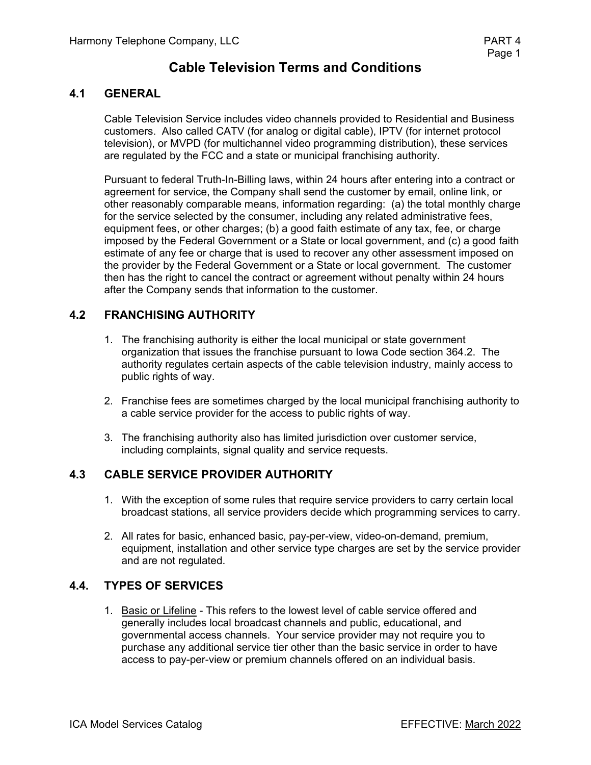# Cable Television Terms and Conditions

## 4.1 GENERAL

Cable Television Service includes video channels provided to Residential and Business customers. Also called CATV (for analog or digital cable), IPTV (for internet protocol television), or MVPD (for multichannel video programming distribution), these services are regulated by the FCC and a state or municipal franchising authority.

Pursuant to federal Truth-In-Billing laws, within 24 hours after entering into a contract or agreement for service, the Company shall send the customer by email, online link, or other reasonably comparable means, information regarding: (a) the total monthly charge for the service selected by the consumer, including any related administrative fees, equipment fees, or other charges; (b) a good faith estimate of any tax, fee, or charge imposed by the Federal Government or a State or local government, and (c) a good faith estimate of any fee or charge that is used to recover any other assessment imposed on the provider by the Federal Government or a State or local government. The customer then has the right to cancel the contract or agreement without penalty within 24 hours after the Company sends that information to the customer.

## 4.2 FRANCHISING AUTHORITY

1. The franchising authority is either the local municipal or state government organization that issues the franchise pursuant to Iowa Code section 364.2. The authority regulates certain aspects of the cable television industry, mainly access to public rights of way.

2. Franchise fees are sometimes charged by the local municipal franchising authority to a cable service provider for the access to public rights of way.

3. The franchising authority also has limited jurisdiction over customer service, including complaints, signal quality and service requests.

## 4.3 CABLE SERVICE PROVIDER AUTHORITY

1. With the exception of some rules that require service providers to carry certain local broadcast stations, all service providers decide which programming services to carry.

2. All rates for basic, enhanced basic, pay-per-view, video-on-demand, premium, equipment, installation and other service type charges are set by the service provider and are not regulated.

## 4.4. TYPES OF SERVICES

1. <u>Basic or Lifeline</u> - This refers to the lowest level of cable service offered and generally includes local broadcast channels and public, educational, and governmental access channels. Your service provider may not require you to purchase any additional service tier other than the basic service in order to have access to pay-per-view or premium channels offered on an individual basis.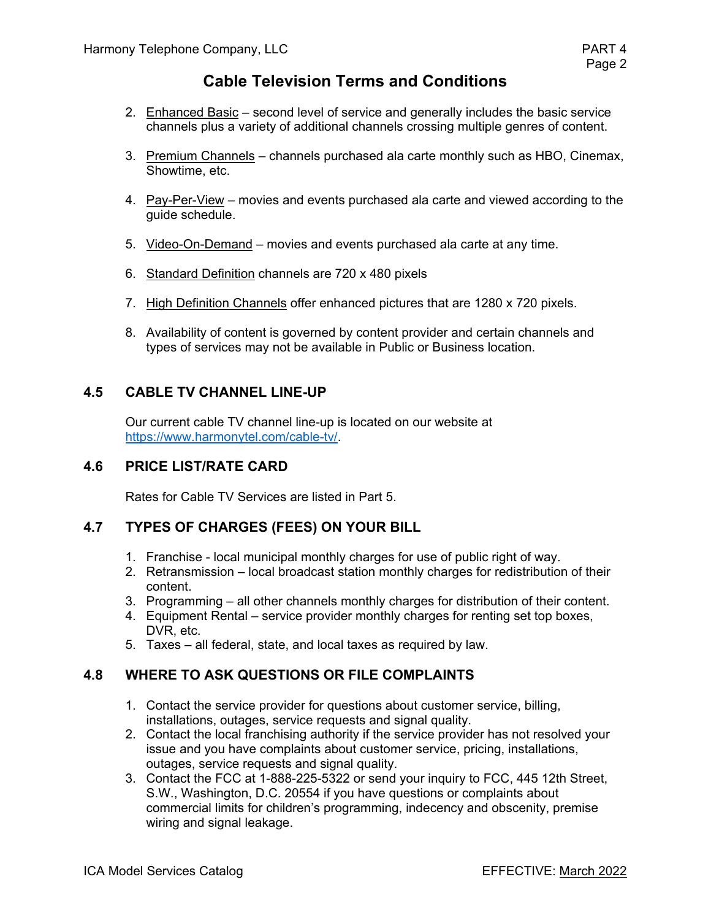## Cable Television Terms and Conditions

2. Enhanced Basic – second level of service and generally includes the basic service channels plus a variety of additional channels crossing multiple genres of content.

3. Premium Channels – channels purchased ala carte monthly such as HBO, Cinemax, Showtime, etc.

4. Pay-Per-View – movies and events purchased ala carte and viewed according to the guide schedule.

5. Video-On-Demand – movies and events purchased ala carte at any time.

6. Standard Definition channels are 720 x 480 pixels

7. High Definition Channels offer enhanced pictures that are 1280 x 720 pixels.

8. Availability of content is governed by content provider and certain channels and types of services may not be available in Public or Business location.

### 4.5 CABLE TV CHANNEL LINE-UP

Our current cable TV channel line-up is located on our website at https://www.harmonytel.com/cable-tv/.

### 4.6 PRICE LIST/RATE CARD

Rates for Cable TV Services are listed in Part 5.

### 4.7 TYPES OF CHARGES (FEES) ON YOUR BILL

1. Franchise - local municipal monthly charges for use of public right of way.
2. Retransmission – local broadcast station monthly charges for redistribution of their content.
3. Programming – all other channels monthly charges for distribution of their content.
4. Equipment Rental – service provider monthly charges for renting set top boxes, DVR, etc.
5. Taxes – all federal, state, and local taxes as required by law.

### 4.8 WHERE TO ASK QUESTIONS OR FILE COMPLAINTS

1. Contact the service provider for questions about customer service, billing, installations, outages, service requests and signal quality.
2. Contact the local franchising authority if the service provider has not resolved your issue and you have complaints about customer service, pricing, installations, outages, service requests and signal quality.
3. Contact the FCC at 1-888-225-5322 or send your inquiry to FCC, 445 12th Street, S.W., Washington, D.C. 20554 if you have questions or complaints about commercial limits for children's programming, indecency and obscenity, premise wiring and signal leakage.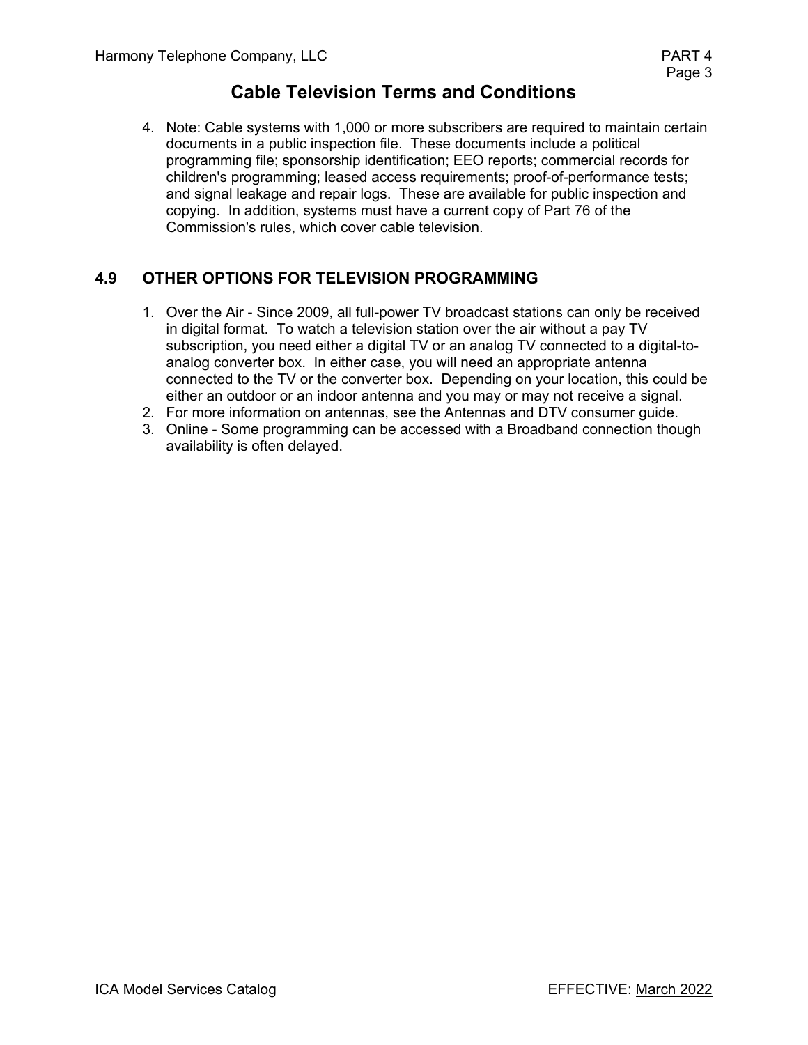## Cable Television Terms and Conditions

4. Note: Cable systems with 1,000 or more subscribers are required to maintain certain documents in a public inspection file. These documents include a political programming file; sponsorship identification; EEO reports; commercial records for children's programming; leased access requirements; proof-of-performance tests; and signal leakage and repair logs. These are available for public inspection and copying. In addition, systems must have a current copy of Part 76 of the Commission's rules, which cover cable television.

### 4.9 OTHER OPTIONS FOR TELEVISION PROGRAMMING

1. Over the Air - Since 2009, all full-power TV broadcast stations can only be received in digital format. To watch a television station over the air without a pay TV subscription, you need either a digital TV or an analog TV connected to a digital-to-analog converter box. In either case, you will need an appropriate antenna connected to the TV or the converter box. Depending on your location, this could be either an outdoor or an indoor antenna and you may or may not receive a signal.
2. For more information on antennas, see the Antennas and DTV consumer guide.
3. Online - Some programming can be accessed with a Broadband connection though availability is often delayed.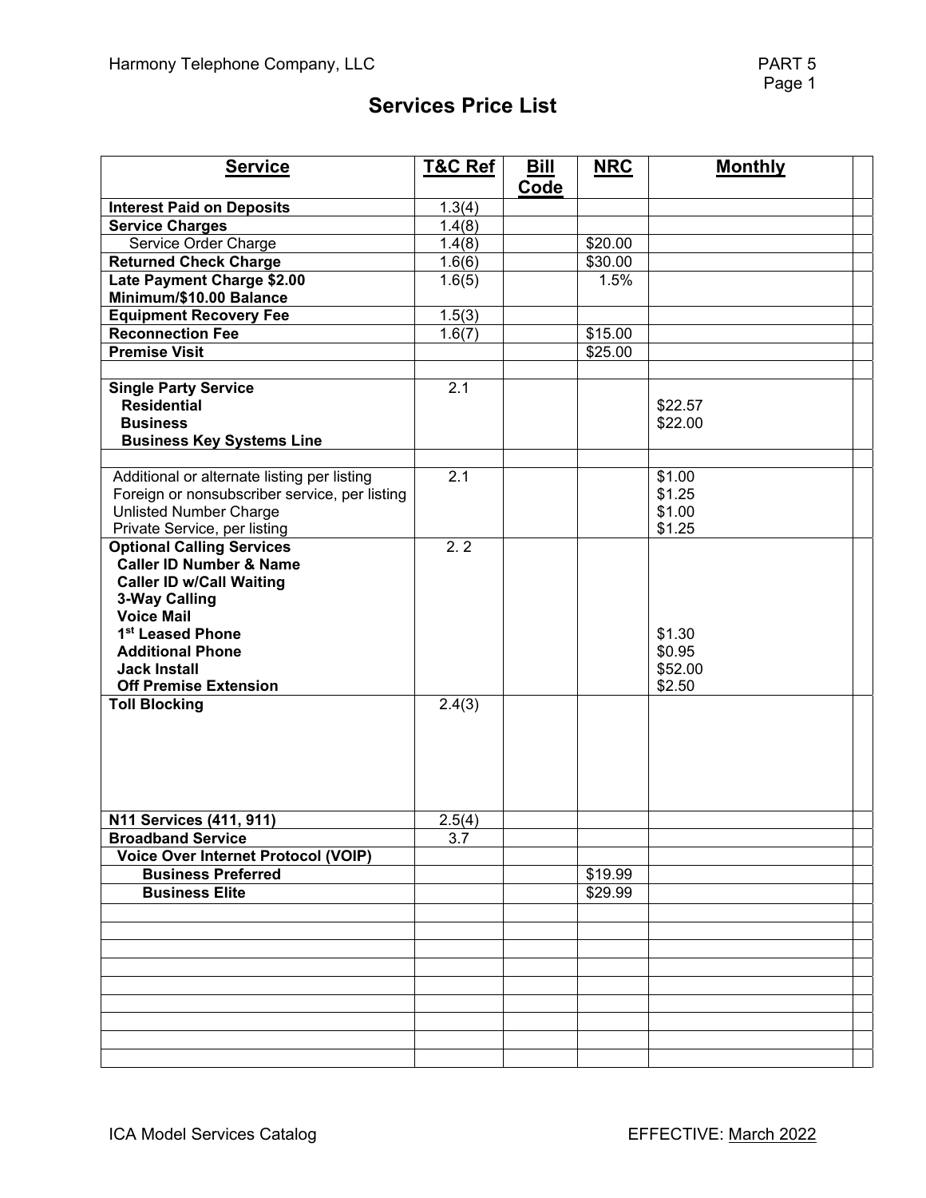# Services Price List

| Service | T&C Ref | Bill Code | NRC | Monthly | |
|---|---|---|---|---|---|
| **Interest Paid on Deposits** | 1.3(4) | | | | |
| **Service Charges** | 1.4(8) | | | | |
| Service Order Charge | 1.4(8) | | $20.00 | | |
| **Returned Check Charge** | 1.6(6) | | $30.00 | | |
| **Late Payment Charge $2.00 Minimum/$10.00 Balance** | 1.6(5) | | 1.5% | | |
| **Equipment Recovery Fee** | 1.5(3) | | | | |
| **Reconnection Fee** | 1.6(7) | | $15.00 | | |
| **Premise Visit** | | | $25.00 | | |
| | | | | | |
| **Single Party Service** | 2.1 | | | | |
| **Residential** | | | | $22.57 | |
| **Business** | | | | $22.00 | |
| **Business Key Systems Line** | | | | | |
| | | | | | |
| Additional or alternate listing per listing | 2.1 | | | $1.00 | |
| Foreign or nonsubscriber service, per listing | | | | $1.25 | |
| Unlisted Number Charge | | | | $1.00 | |
| Private Service, per listing | | | | $1.25 | |
| **Optional Calling Services** | 2. 2 | | | | |
| **Caller ID Number & Name** | | | | | |
| **Caller ID w/Call Waiting** | | | | | |
| **3-Way Calling** | | | | | |
| **Voice Mail** | | | | | |
| **1st Leased Phone** | | | | $1.30 | |
| **Additional Phone** | | | | $0.95 | |
| **Jack Install** | | | | $52.00 | |
| **Off Premise Extension** | | | | $2.50 | |
| **Toll Blocking** | 2.4(3) | | | | |
| **N11 Services (411, 911)** | 2.5(4) | | | | |
| **Broadband Service** | 3.7 | | | | |
| **Voice Over Internet Protocol (VOIP)** | | | | | |
| **Business Preferred** | | | $19.99 | | |
| **Business Elite** | | | $29.99 | | |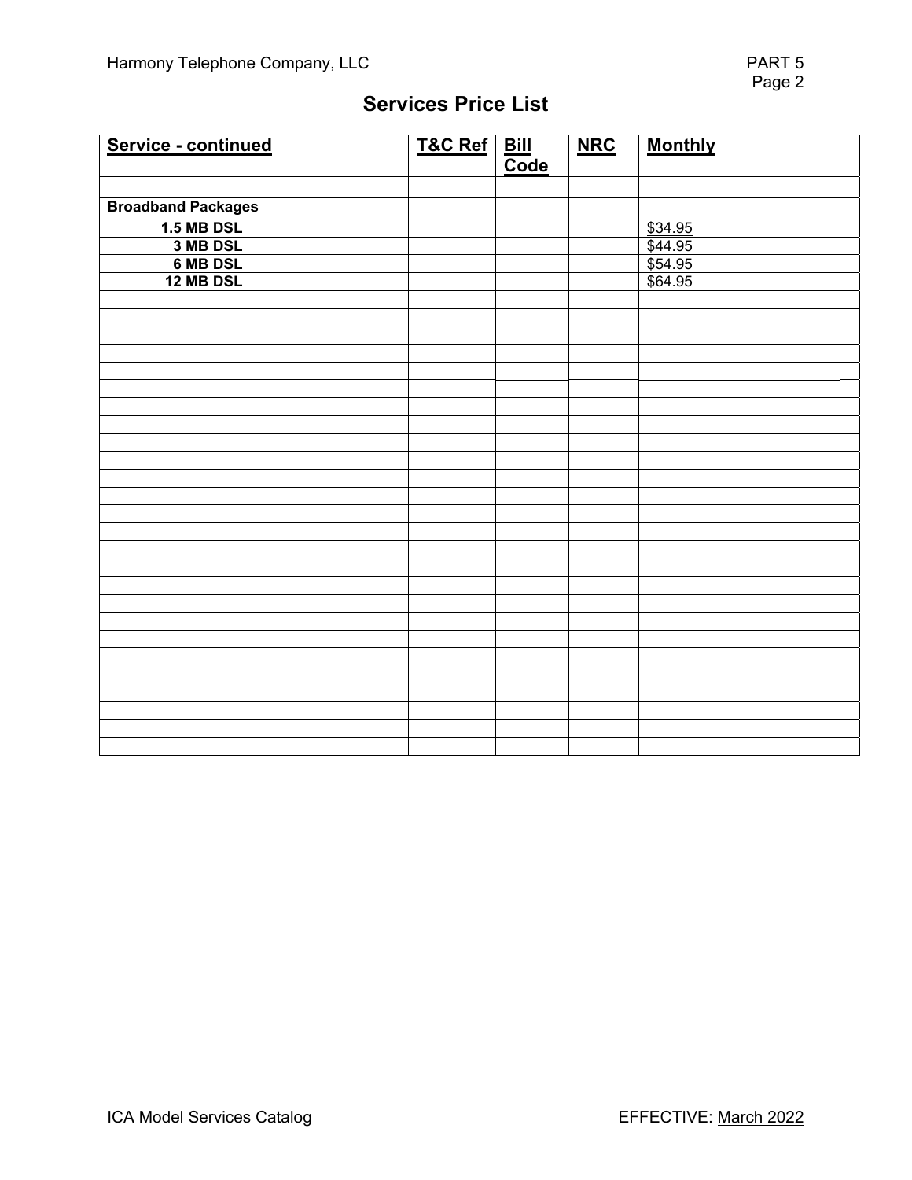## Services Price List

| Service - continued | T&C Ref | Bill Code | NRC | Monthly | |
|---|---|---|---|---|---|
| | | | | | |
| **Broadband Packages** | | | | | |
| **1.5 MB DSL** | | | | $34.95 | |
| **3 MB DSL** | | | | $44.95 | |
| **6 MB DSL** | | | | $54.95 | |
| **12 MB DSL** | | | | $64.95 | |